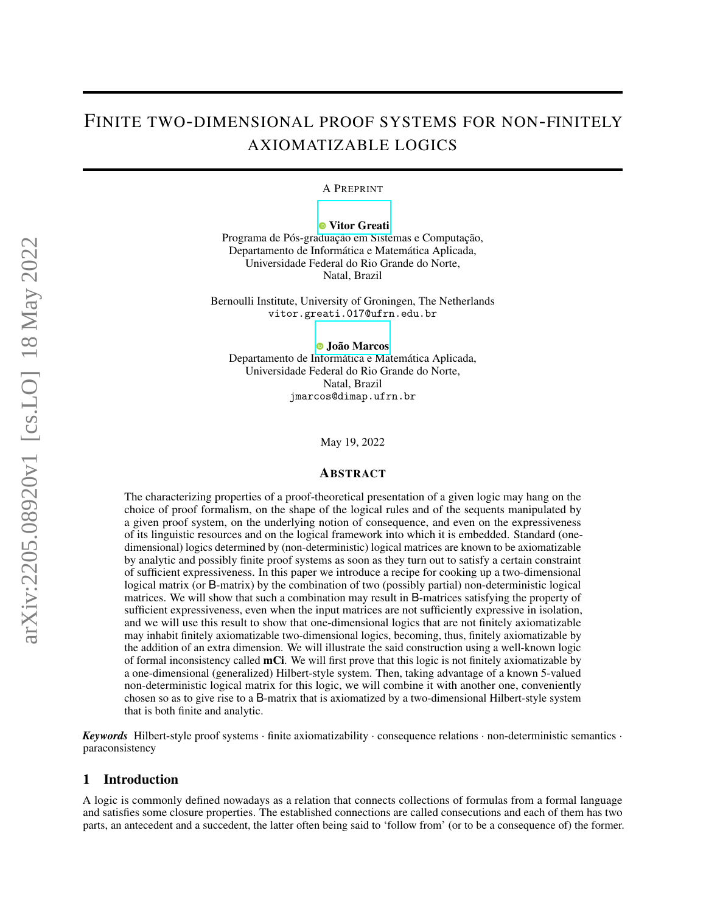# Finite two-dimensional proof systems for non-finitely axiomatizable logics

A Preprint

**Vitor Greati**
Programa de Pós-graduação em Sistemas e Computação,
Departamento de Informática e Matemática Aplicada,
Universidade Federal do Rio Grande do Norte,
Natal, Brazil

Bernoulli Institute, University of Groningen, The Netherlands
vitor.greati.017@ufrn.edu.br

**João Marcos**
Departamento de Informática e Matemática Aplicada,
Universidade Federal do Rio Grande do Norte,
Natal, Brazil
jmarcos@dimap.ufrn.br

May 19, 2022

## Abstract

The characterizing properties of a proof-theoretical presentation of a given logic may hang on the choice of proof formalism, on the shape of the logical rules and of the sequents manipulated by a given proof system, on the underlying notion of consequence, and even on the expressiveness of its linguistic resources and on the logical framework into which it is embedded. Standard (one-dimensional) logics determined by (non-deterministic) logical matrices are known to be axiomatizable by analytic and possibly finite proof systems as soon as they turn out to satisfy a certain constraint of sufficient expressiveness. In this paper we introduce a recipe for cooking up a two-dimensional logical matrix (or B-matrix) by the combination of two (possibly partial) non-deterministic logical matrices. We will show that such a combination may result in B-matrices satisfying the property of sufficient expressiveness, even when the input matrices are not sufficiently expressive in isolation, and we will use this result to show that one-dimensional logics that are not finitely axiomatizable may inhabit finitely axiomatizable two-dimensional logics, becoming, thus, finitely axiomatizable by the addition of an extra dimension. We will illustrate the said construction using a well-known logic of formal inconsistency called **mCi**. We will first prove that this logic is not finitely axiomatizable by a one-dimensional (generalized) Hilbert-style system. Then, taking advantage of a known 5-valued non-deterministic logical matrix for this logic, we will combine it with another one, conveniently chosen so as to give rise to a B-matrix that is axiomatized by a two-dimensional Hilbert-style system that is both finite and analytic.

***Keywords*** Hilbert-style proof systems · finite axiomatizability · consequence relations · non-deterministic semantics · paraconsistency

## 1 Introduction

A logic is commonly defined nowadays as a relation that connects collections of formulas from a formal language and satisfies some closure properties. The established connections are called consecutions and each of them has two parts, an antecedent and a succedent, the latter often being said to 'follow from' (or to be a consequence of) the former.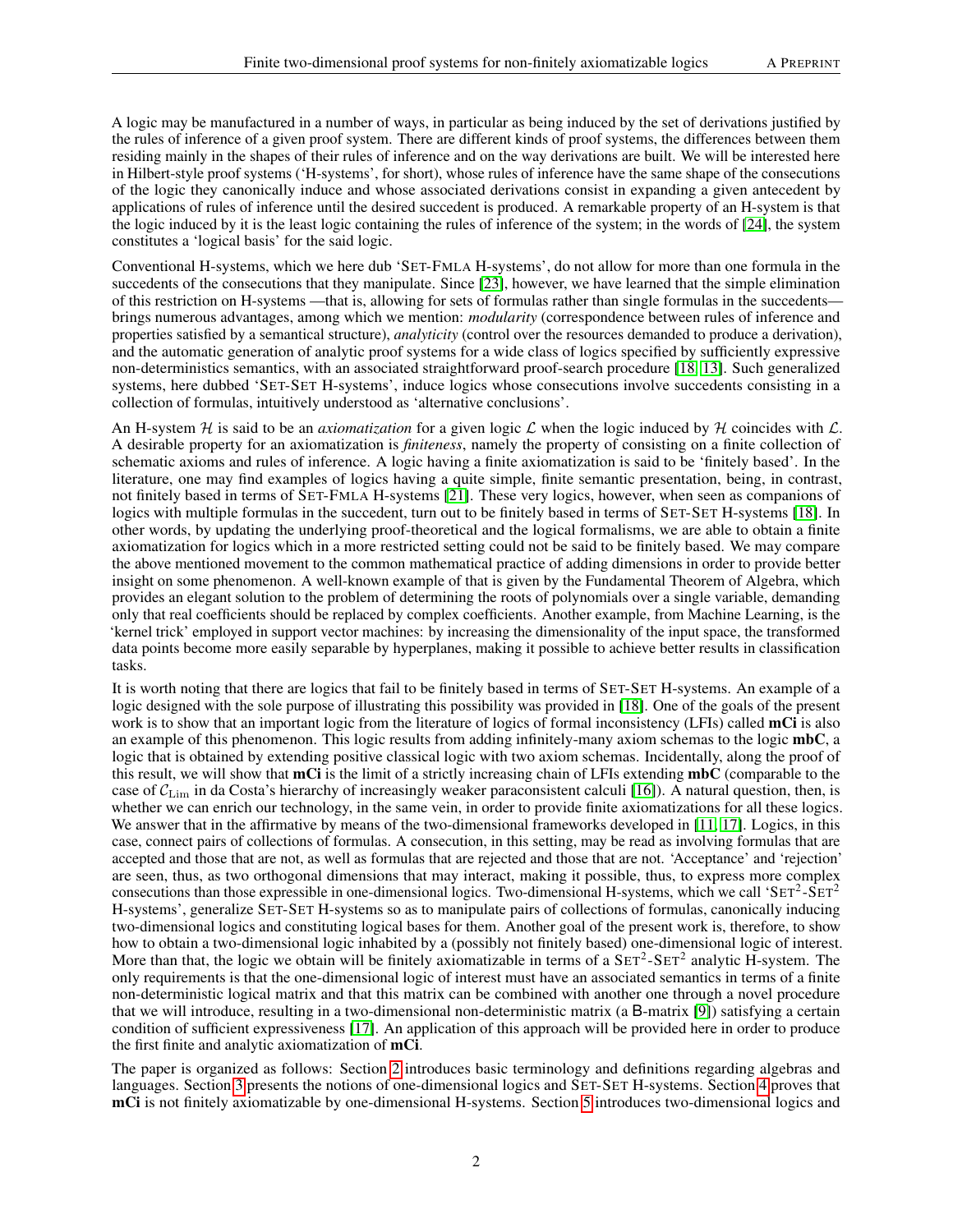A logic may be manufactured in a number of ways, in particular as being induced by the set of derivations justified by the rules of inference of a given proof system. There are different kinds of proof systems, the differences between them residing mainly in the shapes of their rules of inference and on the way derivations are built. We will be interested here in Hilbert-style proof systems ('H-systems', for short), whose rules of inference have the same shape of the consecutions of the logic they canonically induce and whose associated derivations consist in expanding a given antecedent by applications of rules of inference until the desired succedent is produced. A remarkable property of an H-system is that the logic induced by it is the least logic containing the rules of inference of the system; in the words of [24], the system constitutes a 'logical basis' for the said logic.

Conventional H-systems, which we here dub 'SET-FMLA H-systems', do not allow for more than one formula in the succedents of the consecutions that they manipulate. Since [23], however, we have learned that the simple elimination of this restriction on H-systems —that is, allowing for sets of formulas rather than single formulas in the succedents— brings numerous advantages, among which we mention: *modularity* (correspondence between rules of inference and properties satisfied by a semantical structure), *analyticity* (control over the resources demanded to produce a derivation), and the automatic generation of analytic proof systems for a wide class of logics specified by sufficiently expressive non-deterministics semantics, with an associated straightforward proof-search procedure [18, 13]. Such generalized systems, here dubbed 'SET-SET H-systems', induce logics whose consecutions involve succedents consisting in a collection of formulas, intuitively understood as 'alternative conclusions'.

An H-system $\mathcal{H}$ is said to be an *axiomatization* for a given logic $\mathcal{L}$ when the logic induced by $\mathcal{H}$ coincides with $\mathcal{L}$. A desirable property for an axiomatization is *finiteness*, namely the property of consisting on a finite collection of schematic axioms and rules of inference. A logic having a finite axiomatization is said to be 'finitely based'. In the literature, one may find examples of logics having a quite simple, finite semantic presentation, being, in contrast, not finitely based in terms of SET-FMLA H-systems [21]. These very logics, however, when seen as companions of logics with multiple formulas in the succedent, turn out to be finitely based in terms of SET-SET H-systems [18]. In other words, by updating the underlying proof-theoretical and the logical formalisms, we are able to obtain a finite axiomatization for logics which in a more restricted setting could not be said to be finitely based. We may compare the above mentioned movement to the common mathematical practice of adding dimensions in order to provide better insight on some phenomenon. A well-known example of that is given by the Fundamental Theorem of Algebra, which provides an elegant solution to the problem of determining the roots of polynomials over a single variable, demanding only that real coefficients should be replaced by complex coefficients. Another example, from Machine Learning, is the 'kernel trick' employed in support vector machines: by increasing the dimensionality of the input space, the transformed data points become more easily separable by hyperplanes, making it possible to achieve better results in classification tasks.

It is worth noting that there are logics that fail to be finitely based in terms of SET-SET H-systems. An example of a logic designed with the sole purpose of illustrating this possibility was provided in [18]. One of the goals of the present work is to show that an important logic from the literature of logics of formal inconsistency (LFIs) called **mCi** is also an example of this phenomenon. This logic results from adding infinitely-many axiom schemas to the logic **mbC**, a logic that is obtained by extending positive classical logic with two axiom schemas. Incidentally, along the proof of this result, we will show that **mCi** is the limit of a strictly increasing chain of LFIs extending **mbC** (comparable to the case of $\mathcal{C}_{\mathrm{Lim}}$ in da Costa's hierarchy of increasingly weaker paraconsistent calculi [16]). A natural question, then, is whether we can enrich our technology, in the same vein, in order to provide finite axiomatizations for all these logics. We answer that in the affirmative by means of the two-dimensional frameworks developed in [11, 17]. Logics, in this case, connect pairs of collections of formulas. A consecution, in this setting, may be read as involving formulas that are accepted and those that are not, as well as formulas that are rejected and those that are not. 'Acceptance' and 'rejection' are seen, thus, as two orthogonal dimensions that may interact, making it possible, thus, to express more complex consecutions than those expressible in one-dimensional logics. Two-dimensional H-systems, which we call 'SET$^2$-SET$^2$ H-systems', generalize SET-SET H-systems so as to manipulate pairs of collections of formulas, canonically inducing two-dimensional logics and constituting logical bases for them. Another goal of the present work is, therefore, to show how to obtain a two-dimensional logic inhabited by a (possibly not finitely based) one-dimensional logic of interest. More than that, the logic we obtain will be finitely axiomatizable in terms of a SET$^2$-SET$^2$ analytic H-system. The only requirements is that the one-dimensional logic of interest must have an associated semantics in terms of a finite non-deterministic logical matrix and that this matrix can be combined with another one through a novel procedure that we will introduce, resulting in a two-dimensional non-deterministic matrix (a B-matrix [9]) satisfying a certain condition of sufficient expressiveness [17]. An application of this approach will be provided here in order to produce the first finite and analytic axiomatization of **mCi**.

The paper is organized as follows: Section 2 introduces basic terminology and definitions regarding algebras and languages. Section 3 presents the notions of one-dimensional logics and SET-SET H-systems. Section 4 proves that **mCi** is not finitely axiomatizable by one-dimensional H-systems. Section 5 introduces two-dimensional logics and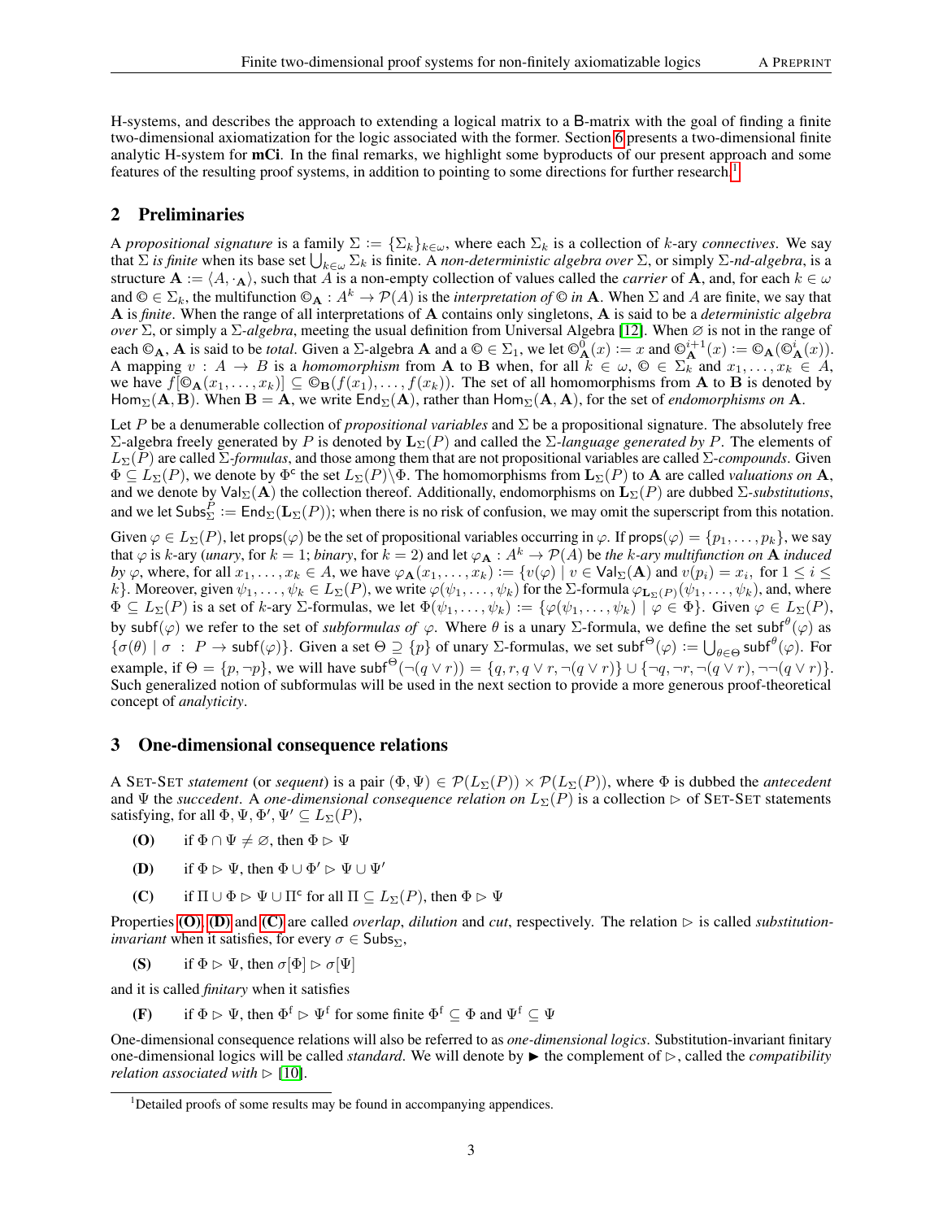H-systems, and describes the approach to extending a logical matrix to a B-matrix with the goal of finding a finite two-dimensional axiomatization for the logic associated with the former. Section 6 presents a two-dimensional finite analytic H-system for **mCi**. In the final remarks, we highlight some byproducts of our present approach and some features of the resulting proof systems, in addition to pointing to some directions for further research.[1]

## 2 Preliminaries

A *propositional signature* is a family $\Sigma := \{\Sigma_k\}_{k\in\omega}$, where each $\Sigma_k$ is a collection of $k$-ary *connectives*. We say that $\Sigma$ *is finite* when its base set $\bigcup_{k\in\omega}\Sigma_k$ is finite. A *non-deterministic algebra over* $\Sigma$, or simply $\Sigma$*-nd-algebra*, is a structure $\mathbf{A} := \langle A, \cdot_{\mathbf{A}}\rangle$, such that $A$ is a non-empty collection of values called the *carrier* of $\mathbf{A}$, and, for each $k \in \omega$ and $© \in \Sigma_k$, the multifunction $©_{\mathbf{A}} : A^k \to \mathcal{P}(A)$ is the *interpretation of* © *in* $\mathbf{A}$. When $\Sigma$ and $A$ are finite, we say that $\mathbf{A}$ is *finite*. When the range of all interpretations of $\mathbf{A}$ contains only singletons, $\mathbf{A}$ is said to be a *deterministic algebra over* $\Sigma$, or simply a $\Sigma$*-algebra*, meeting the usual definition from Universal Algebra [12]. When $\varnothing$ is not in the range of each $©_{\mathbf{A}}$, $\mathbf{A}$ is said to be *total*. Given a $\Sigma$-algebra $\mathbf{A}$ and a $© \in \Sigma_1$, we let $©^0_{\mathbf{A}}(x) := x$ and $©^{i+1}_{\mathbf{A}}(x) := ©_{\mathbf{A}}(©^i_{\mathbf{A}}(x))$. A mapping $v : A \to B$ is a *homomorphism* from $\mathbf{A}$ to $\mathbf{B}$ when, for all $k \in \omega$, $© \in \Sigma_k$ and $x_1, \ldots, x_k \in A$, we have $f[©_{\mathbf{A}}(x_1, \ldots, x_k)] \subseteq ©_{\mathbf{B}}(f(x_1), \ldots, f(x_k))$. The set of all homomorphisms from $\mathbf{A}$ to $\mathbf{B}$ is denoted by $\mathsf{Hom}_\Sigma(\mathbf{A}, \mathbf{B})$. When $\mathbf{B} = \mathbf{A}$, we write $\mathsf{End}_\Sigma(\mathbf{A})$, rather than $\mathsf{Hom}_\Sigma(\mathbf{A}, \mathbf{A})$, for the set of *endomorphisms on* $\mathbf{A}$.

Let $P$ be a denumerable collection of *propositional variables* and $\Sigma$ be a propositional signature. The absolutely free $\Sigma$-algebra freely generated by $P$ is denoted by $\mathbf{L}_\Sigma(P)$ and called the $\Sigma$*-language generated by* $P$. The elements of $L_\Sigma(P)$ are called $\Sigma$*-formulas*, and those among them that are not propositional variables are called $\Sigma$*-compounds*. Given $\Phi \subseteq L_\Sigma(P)$, we denote by $\Phi^{\mathsf{c}}$ the set $L_\Sigma(P)\backslash\Phi$. The homomorphisms from $\mathbf{L}_\Sigma(P)$ to $\mathbf{A}$ are called *valuations on* $\mathbf{A}$, and we denote by $\mathsf{Val}_\Sigma(\mathbf{A})$ the collection thereof. Additionally, endomorphisms on $\mathbf{L}_\Sigma(P)$ are dubbed $\Sigma$*-substitutions*, and we let $\mathsf{Subs}^P_\Sigma := \mathsf{End}_\Sigma(\mathbf{L}_\Sigma(P))$; when there is no risk of confusion, we may omit the superscript from this notation.

Given $\varphi \in L_\Sigma(P)$, let $\mathsf{props}(\varphi)$ be the set of propositional variables occurring in $\varphi$. If $\mathsf{props}(\varphi) = \{p_1, \ldots, p_k\}$, we say that $\varphi$ is $k$-ary (*unary*, for $k = 1$; *binary*, for $k = 2$) and let $\varphi_{\mathbf{A}} : A^k \to \mathcal{P}(A)$ be *the* $k$*-ary multifunction on* $\mathbf{A}$ *induced by* $\varphi$, where, for all $x_1, \ldots, x_k \in A$, we have $\varphi_{\mathbf{A}}(x_1, \ldots, x_k) := \{v(\varphi) \mid v \in \mathsf{Val}_\Sigma(\mathbf{A}) \text{ and } v(p_i) = x_i, \text{ for } 1 \leq i \leq k\}$. Moreover, given $\psi_1, \ldots, \psi_k \in L_\Sigma(P)$, we write $\varphi(\psi_1, \ldots, \psi_k)$ for the $\Sigma$-formula $\varphi_{\mathbf{L}_\Sigma(P)}(\psi_1, \ldots, \psi_k)$, and, where $\Phi \subseteq L_\Sigma(P)$ is a set of $k$-ary $\Sigma$-formulas, we let $\Phi(\psi_1, \ldots, \psi_k) := \{\varphi(\psi_1, \ldots, \psi_k) \mid \varphi \in \Phi\}$. Given $\varphi \in L_\Sigma(P)$, by $\mathsf{subf}(\varphi)$ we refer to the set of *subformulas of* $\varphi$. Where $\theta$ is a unary $\Sigma$-formula, we define the set $\mathsf{subf}^\theta(\varphi)$ as $\{\sigma(\theta) \mid \sigma : P \to \mathsf{subf}(\varphi)\}$. Given a set $\Theta \supseteq \{p\}$ of unary $\Sigma$-formulas, we set $\mathsf{subf}^\Theta(\varphi) := \bigcup_{\theta\in\Theta} \mathsf{subf}^\theta(\varphi)$. For example, if $\Theta = \{p, \neg p\}$, we will have $\mathsf{subf}^\Theta(\neg(q \vee r)) = \{q, r, q \vee r, \neg(q \vee r)\} \cup \{\neg q, \neg r, \neg(q \vee r), \neg\neg(q \vee r)\}$. Such generalized notion of subformulas will be used in the next section to provide a more generous proof-theoretical concept of *analyticity*.

## 3 One-dimensional consequence relations

A SET-SET *statement* (or *sequent*) is a pair $(\Phi, \Psi) \in \mathcal{P}(L_\Sigma(P)) \times \mathcal{P}(L_\Sigma(P))$, where $\Phi$ is dubbed the *antecedent* and $\Psi$ the *succedent*. A *one-dimensional consequence relation on* $L_\Sigma(P)$ is a collection $\rhd$ of SET-SET statements satisfying, for all $\Phi, \Psi, \Phi', \Psi' \subseteq L_\Sigma(P)$,

- **(O)** if $\Phi \cap \Psi \neq \varnothing$, then $\Phi \rhd \Psi$
- **(D)** if $\Phi \rhd \Psi$, then $\Phi \cup \Phi' \rhd \Psi \cup \Psi'$
- **(C)** if $\Pi \cup \Phi \rhd \Psi \cup \Pi^{\mathsf{c}}$ for all $\Pi \subseteq L_\Sigma(P)$, then $\Phi \rhd \Psi$

Properties (O), (D) and (C) are called *overlap*, *dilution* and *cut*, respectively. The relation $\rhd$ is called *substitution-invariant* when it satisfies, for every $\sigma \in \mathsf{Subs}_\Sigma$,

- **(S)** if $\Phi \rhd \Psi$, then $\sigma[\Phi] \rhd \sigma[\Psi]$

and it is called *finitary* when it satisfies

- **(F)** if $\Phi \rhd \Psi$, then $\Phi^{\mathrm{f}} \rhd \Psi^{\mathrm{f}}$ for some finite $\Phi^{\mathrm{f}} \subseteq \Phi$ and $\Psi^{\mathrm{f}} \subseteq \Psi$

One-dimensional consequence relations will also be referred to as *one-dimensional logics*. Substitution-invariant finitary one-dimensional logics will be called *standard*. We will denote by $\blacktriangleright$ the complement of $\rhd$, called the *compatibility relation associated with* $\rhd$ [10].

[1] Detailed proofs of some results may be found in accompanying appendices.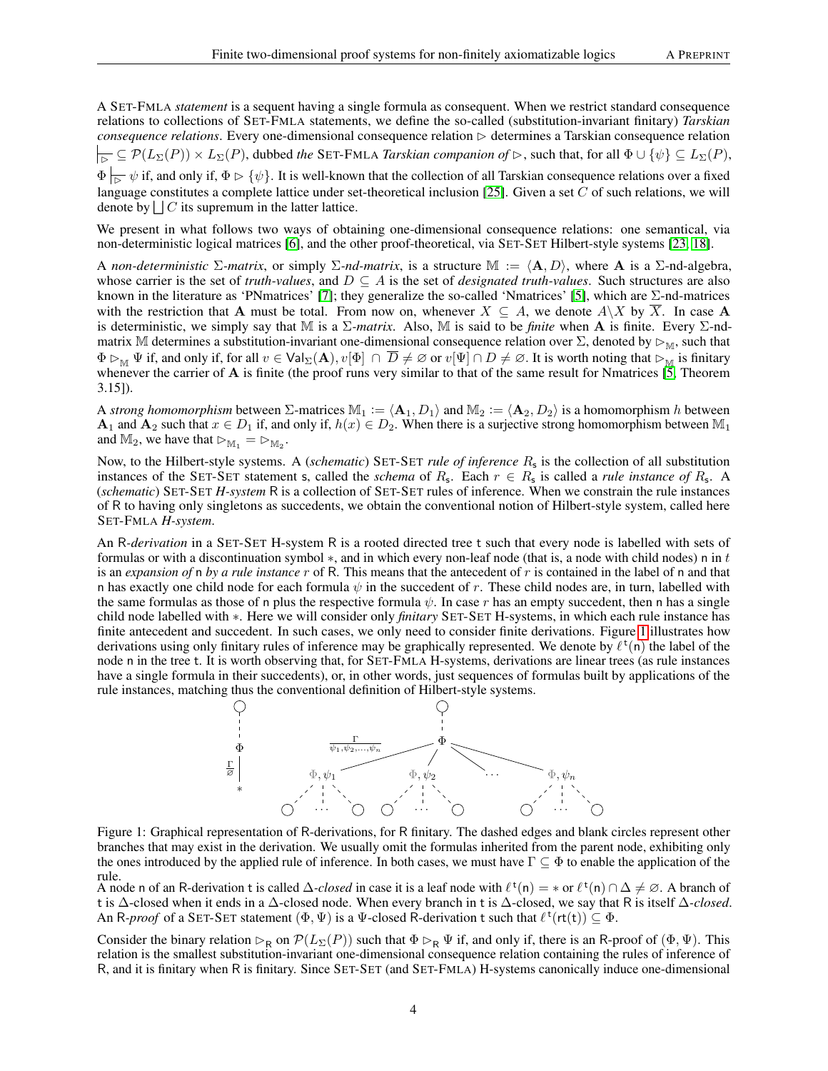A SET-FMLA *statement* is a sequent having a single formula as consequent. When we restrict standard consequence relations to collections of SET-FMLA statements, we define the so-called (substitution-invariant finitary) *Tarskian consequence relations*. Every one-dimensional consequence relation $\rhd$ determines a Tarskian consequence relation $\vdash_{\rhd} \subseteq \mathcal{P}(L_\Sigma(P)) \times L_\Sigma(P)$, dubbed *the* SET-FMLA *Tarskian companion of* $\rhd$, such that, for all $\Phi \cup \{\psi\} \subseteq L_\Sigma(P)$, $\Phi \vdash_{\rhd} \psi$ if, and only if, $\Phi \rhd \{\psi\}$. It is well-known that the collection of all Tarskian consequence relations over a fixed language constitutes a complete lattice under set-theoretical inclusion [25]. Given a set $C$ of such relations, we will denote by $\bigsqcup C$ its supremum in the latter lattice.

We present in what follows two ways of obtaining one-dimensional consequence relations: one semantical, via non-deterministic logical matrices [6], and the other proof-theoretical, via SET-SET Hilbert-style systems [23, 18].

A *non-deterministic* $\Sigma$*-matrix*, or simply $\Sigma$*-nd-matrix*, is a structure $\mathbb{M} := \langle \mathbf{A}, D \rangle$, where $\mathbf{A}$ is a $\Sigma$-nd-algebra, whose carrier is the set of *truth-values*, and $D \subseteq A$ is the set of *designated truth-values*. Such structures are also known in the literature as 'PNmatrices' [7]; they generalize the so-called 'Nmatrices' [5], which are $\Sigma$-nd-matrices with the restriction that $\mathbf{A}$ must be total. From now on, whenever $X \subseteq A$, we denote $A \backslash X$ by $\overline{X}$. In case $\mathbf{A}$ is deterministic, we simply say that $\mathbb{M}$ is a $\Sigma$*-matrix*. Also, $\mathbb{M}$ is said to be *finite* when $\mathbf{A}$ is finite. Every $\Sigma$-nd-matrix $\mathbb{M}$ determines a substitution-invariant one-dimensional consequence relation over $\Sigma$, denoted by $\rhd_{\mathbb{M}}$, such that $\Phi \rhd_{\mathbb{M}} \Psi$ if, and only if, for all $v \in \mathsf{Val}_\Sigma(\mathbf{A}), v[\Phi] \cap \overline{D} \neq \varnothing$ or $v[\Psi] \cap D \neq \varnothing$. It is worth noting that $\rhd_{\mathbb{M}}$ is finitary whenever the carrier of $\mathbf{A}$ is finite (the proof runs very similar to that of the same result for Nmatrices [5, Theorem 3.15]).

A *strong homomorphism* between $\Sigma$-matrices $\mathbb{M}_1 := \langle \mathbf{A}_1, D_1 \rangle$ and $\mathbb{M}_2 := \langle \mathbf{A}_2, D_2 \rangle$ is a homomorphism $h$ between $\mathbf{A}_1$ and $\mathbf{A}_2$ such that $x \in D_1$ if, and only if, $h(x) \in D_2$. When there is a surjective strong homomorphism between $\mathbb{M}_1$ and $\mathbb{M}_2$, we have that $\rhd_{\mathbb{M}_1} = \rhd_{\mathbb{M}_2}$.

Now, to the Hilbert-style systems. A (*schematic*) SET-SET *rule of inference* $R_{\mathsf{s}}$ is the collection of all substitution instances of the SET-SET statement $\mathsf{s}$, called the *schema* of $R_{\mathsf{s}}$. Each $r \in R_{\mathsf{s}}$ is called a *rule instance of* $R_{\mathsf{s}}$. A (*schematic*) SET-SET *H-system* $\mathsf{R}$ is a collection of SET-SET rules of inference. When we constrain the rule instances of $\mathsf{R}$ to having only singletons as succedents, we obtain the conventional notion of Hilbert-style system, called here SET-FMLA *H-system*.

An $\mathsf{R}$*-derivation* in a SET-SET H-system $\mathsf{R}$ is a rooted directed tree $\mathsf{t}$ such that every node is labelled with sets of formulas or with a discontinuation symbol $*$, and in which every non-leaf node (that is, a node with child nodes) $\mathsf{n}$ in $t$ is an *expansion of* $\mathsf{n}$ *by a rule instance* $r$ of $\mathsf{R}$. This means that the antecedent of $r$ is contained in the label of $\mathsf{n}$ and that $\mathsf{n}$ has exactly one child node for each formula $\psi$ in the succedent of $r$. These child nodes are, in turn, labelled with the same formulas as those of $\mathsf{n}$ plus the respective formula $\psi$. In case $r$ has an empty succedent, then $\mathsf{n}$ has a single child node labelled with $*$. Here we will consider only *finitary* SET-SET H-systems, in which each rule instance has finite antecedent and succedent. In such cases, we only need to consider finite derivations. Figure 1 illustrates how derivations using only finitary rules of inference may be graphically represented. We denote by $\ell^{\mathsf{t}}(\mathsf{n})$ the label of the node $\mathsf{n}$ in the tree $\mathsf{t}$. It is worth observing that, for SET-FMLA H-systems, derivations are linear trees (as rule instances have a single formula in their succedents), or, in other words, just sequences of formulas built by applications of the rule instances, matching thus the conventional definition of Hilbert-style systems.

Figure 1: Graphical representation of R-derivations, for R finitary. The dashed edges and blank circles represent other branches that may exist in the derivation. We usually omit the formulas inherited from the parent node, exhibiting only the ones introduced by the applied rule of inference. In both cases, we must have $\Gamma \subseteq \Phi$ to enable the application of the rule.

A node $\mathsf{n}$ of an R-derivation $\mathsf{t}$ is called $\Delta$*-closed* in case it is a leaf node with $\ell^{\mathsf{t}}(\mathsf{n}) = *$ or $\ell^{\mathsf{t}}(\mathsf{n}) \cap \Delta \neq \varnothing$. A branch of $\mathsf{t}$ is $\Delta$-closed when it ends in a $\Delta$-closed node. When every branch in $\mathsf{t}$ is $\Delta$-closed, we say that $\mathsf{R}$ is itself $\Delta$*-closed*. An $\mathsf{R}$*-proof* of a SET-SET statement $(\Phi, \Psi)$ is a $\Psi$-closed R-derivation $\mathsf{t}$ such that $\ell^{\mathsf{t}}(\mathsf{rt}(\mathsf{t})) \subseteq \Phi$.

Consider the binary relation $\rhd_{\mathsf{R}}$ on $\mathcal{P}(L_\Sigma(P))$ such that $\Phi \rhd_{\mathsf{R}} \Psi$ if, and only if, there is an R-proof of $(\Phi, \Psi)$. This relation is the smallest substitution-invariant one-dimensional consequence relation containing the rules of inference of R, and it is finitary when R is finitary. Since SET-SET (and SET-FMLA) H-systems canonically induce one-dimensional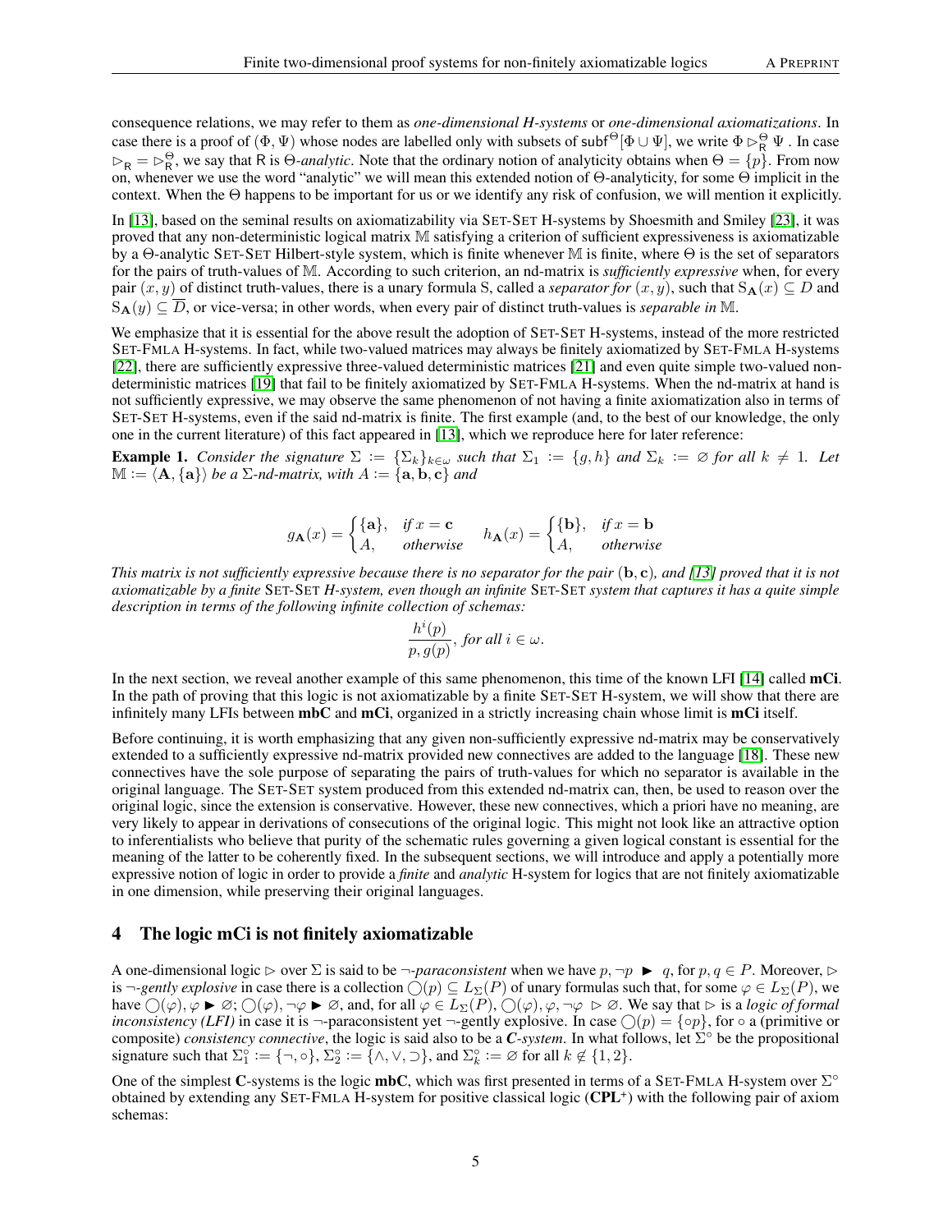consequence relations, we may refer to them as *one-dimensional H-systems* or *one-dimensional axiomatizations*. In case there is a proof of $(\Phi, \Psi)$ whose nodes are labelled only with subsets of $\mathsf{subf}^{\Theta}[\Phi \cup \Psi]$, we write $\Phi \rhd^{\Theta}_{\mathsf{R}} \Psi$ . In case $\rhd_{\mathsf{R}} = \rhd^{\Theta}_{\mathsf{R}}$, we say that $\mathsf{R}$ is $\Theta$*-analytic*. Note that the ordinary notion of analyticity obtains when $\Theta = \{p\}$. From now on, whenever we use the word "analytic" we will mean this extended notion of $\Theta$-analyticity, for some $\Theta$ implicit in the context. When the $\Theta$ happens to be important for us or we identify any risk of confusion, we will mention it explicitly.

In [13], based on the seminal results on axiomatizability via SET-SET H-systems by Shoesmith and Smiley [23], it was proved that any non-deterministic logical matrix $\mathbb{M}$ satisfying a criterion of sufficient expressiveness is axiomatizable by a $\Theta$-analytic SET-SET Hilbert-style system, which is finite whenever $\mathbb{M}$ is finite, where $\Theta$ is the set of separators for the pairs of truth-values of $\mathbb{M}$. According to such criterion, an nd-matrix is *sufficiently expressive* when, for every pair $(x, y)$ of distinct truth-values, there is a unary formula S, called a *separator for* $(x, y)$, such that $\mathrm{S}_{\mathbf{A}}(x) \subseteq D$ and $\mathrm{S}_{\mathbf{A}}(y) \subseteq \overline{D}$, or vice-versa; in other words, when every pair of distinct truth-values is *separable in* $\mathbb{M}$.

We emphasize that it is essential for the above result the adoption of SET-SET H-systems, instead of the more restricted SET-FMLA H-systems. In fact, while two-valued matrices may always be finitely axiomatized by SET-FMLA H-systems [22], there are sufficiently expressive three-valued deterministic matrices [21] and even quite simple two-valued non-deterministic matrices [19] that fail to be finitely axiomatized by SET-FMLA H-systems. When the nd-matrix at hand is not sufficiently expressive, we may observe the same phenomenon of not having a finite axiomatization also in terms of SET-SET H-systems, even if the said nd-matrix is finite. The first example (and, to the best of our knowledge, the only one in the current literature) of this fact appeared in [13], which we reproduce here for later reference:

**Example 1.** *Consider the signature $\Sigma := \{\Sigma_k\}_{k\in\omega}$ such that $\Sigma_1 := \{g, h\}$ and $\Sigma_k := \varnothing$ for all $k \neq 1$. Let $\mathbb{M} := \langle \mathbf{A}, \{\mathbf{a}\}\rangle$ be a $\Sigma$-nd-matrix, with $A := \{\mathbf{a}, \mathbf{b}, \mathbf{c}\}$ and*

$$g_{\mathbf{A}}(x) = \begin{cases} \{\mathbf{a}\}, & \textit{if } x = \mathbf{c} \\ A, & \textit{otherwise} \end{cases} \qquad h_{\mathbf{A}}(x) = \begin{cases} \{\mathbf{b}\}, & \textit{if } x = \mathbf{b} \\ A, & \textit{otherwise} \end{cases}$$

*This matrix is not sufficiently expressive because there is no separator for the pair $(\mathbf{b}, \mathbf{c})$, and [13] proved that it is not axiomatizable by a finite* SET-SET *H-system, even though an infinite* SET-SET *system that captures it has a quite simple description in terms of the following infinite collection of schemas:*

$$\frac{h^i(p)}{p, g(p)}, \textit{ for all } i \in \omega.$$

In the next section, we reveal another example of this same phenomenon, this time of the known LFI [14] called **mCi**. In the path of proving that this logic is not axiomatizable by a finite SET-SET H-system, we will show that there are infinitely many LFIs between **mbC** and **mCi**, organized in a strictly increasing chain whose limit is **mCi** itself.

Before continuing, it is worth emphasizing that any given non-sufficiently expressive nd-matrix may be conservatively extended to a sufficiently expressive nd-matrix provided new connectives are added to the language [18]. These new connectives have the sole purpose of separating the pairs of truth-values for which no separator is available in the original language. The SET-SET system produced from this extended nd-matrix can, then, be used to reason over the original logic, since the extension is conservative. However, these new connectives, which a priori have no meaning, are very likely to appear in derivations of consecutions of the original logic. This might not look like an attractive option to inferentialists who believe that purity of the schematic rules governing a given logical constant is essential for the meaning of the latter to be coherently fixed. In the subsequent sections, we will introduce and apply a potentially more expressive notion of logic in order to provide a *finite* and *analytic* H-system for logics that are not finitely axiomatizable in one dimension, while preserving their original languages.

## 4 The logic mCi is not finitely axiomatizable

A one-dimensional logic $\rhd$ over $\Sigma$ is said to be $\neg$*-paraconsistent* when we have $p, \neg p \;\blacktriangleright\; q$, for $p, q \in P$. Moreover, $\rhd$ is $\neg$*-gently explosive* in case there is a collection $\bigcirc(p) \subseteq L_{\Sigma}(P)$ of unary formulas such that, for some $\varphi \in L_{\Sigma}(P)$, we have $\bigcirc(\varphi), \varphi \blacktriangleright \varnothing$; $\bigcirc(\varphi), \neg\varphi \blacktriangleright \varnothing$, and, for all $\varphi \in L_{\Sigma}(P)$, $\bigcirc(\varphi), \varphi, \neg\varphi \;\rhd\; \varnothing$. We say that $\rhd$ is a *logic of formal inconsistency (LFI)* in case it is $\neg$-paraconsistent yet $\neg$-gently explosive. In case $\bigcirc(p) = \{\circ p\}$, for $\circ$ a (primitive or composite) *consistency connective*, the logic is said also to be a ***C**-system*. In what follows, let $\Sigma^{\circ}$ be the propositional signature such that $\Sigma^{\circ}_1 := \{\neg, \circ\}$, $\Sigma^{\circ}_2 := \{\wedge, \vee, \supset\}$, and $\Sigma^{\circ}_k := \varnothing$ for all $k \notin \{1, 2\}$.

One of the simplest **C**-systems is the logic **mbC**, which was first presented in terms of a SET-FMLA H-system over $\Sigma^{\circ}$ obtained by extending any SET-FMLA H-system for positive classical logic (**CPL**$^{+}$) with the following pair of axiom schemas: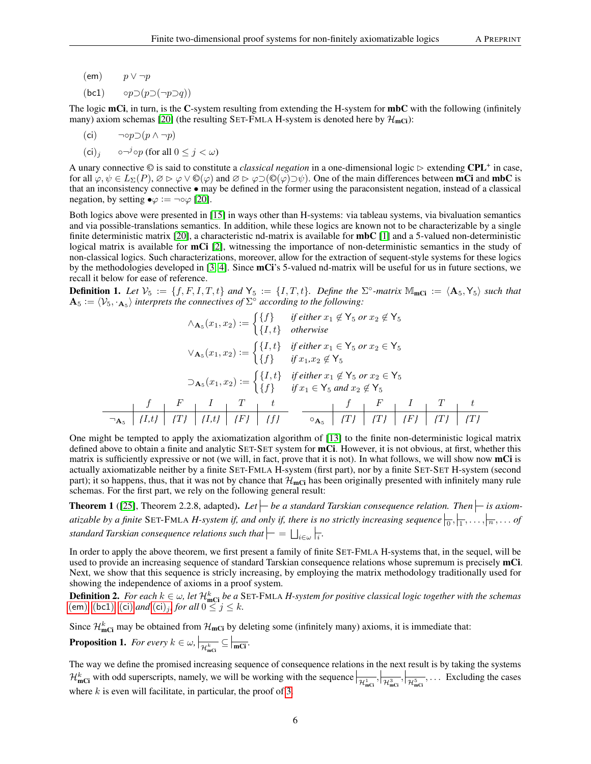(em) $\quad p \vee \neg p$

(bc1) $\quad \circ p \supset (p \supset (\neg p \supset q))$

The logic **mCi**, in turn, is the **C**-system resulting from extending the H-system for **mbC** with the following (infinitely many) axiom schemas [20] (the resulting SET-FMLA H-system is denoted here by $\mathcal{H}_{\mathbf{mCi}}$):

(ci) $\quad \neg \circ p \supset (p \wedge \neg p)$

(ci)$_j$ $\quad \circ \neg^j \circ p$ (for all $0 \leq j < \omega$)

A unary connective © is said to constitute a *classical negation* in a one-dimensional logic $\rhd$ extending $\mathbf{CPL}^+$ in case, for all $\varphi, \psi \in L_\Sigma(P)$, $\varnothing \rhd \varphi \vee ©(\varphi)$ and $\varnothing \rhd \varphi \supset (©(\varphi) \supset \psi)$. One of the main differences between **mCi** and **mbC** is that an inconsistency connective $\bullet$ may be defined in the former using the paraconsistent negation, instead of a classical negation, by setting $\bullet\varphi := \neg\circ\varphi$ [20].

Both logics above were presented in [15] in ways other than H-systems: via tableau systems, via bivaluation semantics and via possible-translations semantics. In addition, while these logics are known not to be characterizable by a single finite deterministic matrix [20], a characteristic nd-matrix is available for **mbC** [1] and a 5-valued non-deterministic logical matrix is available for **mCi** [2], witnessing the importance of non-deterministic semantics in the study of non-classical logics. Such characterizations, moreover, allow for the extraction of sequent-style systems for these logics by the methodologies developed in [3, 4]. Since **mCi**'s 5-valued nd-matrix will be useful for us in future sections, we recall it below for ease of reference.

**Definition 1.** *Let $\mathcal{V}_5 := \{f, F, I, T, t\}$ and $\mathsf{Y}_5 := \{I, T, t\}$. Define the $\Sigma^\circ$-matrix $\mathbb{M}_{\mathbf{mCi}} := \langle \mathbf{A}_5, \mathsf{Y}_5 \rangle$ such that $\mathbf{A}_5 := \langle \mathcal{V}_5, \cdot_{\mathbf{A}_5} \rangle$ interprets the connectives of $\Sigma^\circ$ according to the following:*

$$\wedge_{\mathbf{A}_5}(x_1, x_2) := \begin{cases} \{f\} & \text{if either } x_1 \notin \mathsf{Y}_5 \text{ or } x_2 \notin \mathsf{Y}_5 \\ \{I, t\} & \text{otherwise} \end{cases}$$

$$\vee_{\mathbf{A}_5}(x_1, x_2) := \begin{cases} \{I, t\} & \text{if either } x_1 \in \mathsf{Y}_5 \text{ or } x_2 \in \mathsf{Y}_5 \\ \{f\} & \text{if } x_1, x_2 \notin \mathsf{Y}_5 \end{cases}$$

$$\supset_{\mathbf{A}_5}(x_1, x_2) := \begin{cases} \{I, t\} & \text{if either } x_1 \notin \mathsf{Y}_5 \text{ or } x_2 \in \mathsf{Y}_5 \\ \{f\} & \text{if } x_1 \in \mathsf{Y}_5 \text{ and } x_2 \notin \mathsf{Y}_5 \end{cases}$$

| | $f$ | $F$ | $I$ | $T$ | $t$ |
|---|---|---|---|---|---|
| $\neg_{\mathbf{A}_5}$ | $\{I,t\}$ | $\{T\}$ | $\{I,t\}$ | $\{F\}$ | $\{f\}$ |

| | $f$ | $F$ | $I$ | $T$ | $t$ |
|---|---|---|---|---|---|
| $\circ_{\mathbf{A}_5}$ | $\{T\}$ | $\{T\}$ | $\{F\}$ | $\{T\}$ | $\{T\}$ |

One might be tempted to apply the axiomatization algorithm of [13] to the finite non-deterministic logical matrix defined above to obtain a finite and analytic SET-SET system for **mCi**. However, it is not obvious, at first, whether this matrix is sufficiently expressive or not (we will, in fact, prove that it is not). In what follows, we will show now **mCi** is actually axiomatizable neither by a finite SET-FMLA H-system (first part), nor by a finite SET-SET H-system (second part); it so happens, thus, that it was not by chance that $\mathcal{H}_{\mathbf{mCi}}$ has been originally presented with infinitely many rule schemas. For the first part, we rely on the following general result:

**Theorem 1** ([25], Theorem 2.2.8, adapted)**.** *Let $\vdash$ be a standard Tarskian consequence relation. Then $\vdash$ is axiomatizable by a finite SET-FMLA H-system if, and only if, there is no strictly increasing sequence $\vdash_0, \vdash_1, \ldots, \vdash_n, \ldots$ of standard Tarskian consequence relations such that $\vdash = \bigsqcup_{i \in \omega} \vdash_i$.*

In order to apply the above theorem, we first present a family of finite SET-FMLA H-systems that, in the sequel, will be used to provide an increasing sequence of standard Tarskian consequence relations whose supremum is precisely **mCi**. Next, we show that this sequence is stricly increasing, by employing the matrix methodology traditionally used for showing the independence of axioms in a proof system.

**Definition 2.** *For each $k \in \omega$, let $\mathcal{H}^k_{\mathbf{mCi}}$ be a SET-FMLA H-system for positive classical logic together with the schemas (em), (bc1), (ci) and (ci)$_j$ for all $0 \leq j \leq k$.*

Since $\mathcal{H}^k_{\mathbf{mCi}}$ may be obtained from $\mathcal{H}_{\mathbf{mCi}}$ by deleting some (infinitely many) axioms, it is immediate that:

**Proposition 1.** *For every $k \in \omega$, $\vdash_{\mathcal{H}^k_{\mathbf{mCi}}} \subseteq \vdash_{\mathbf{mCi}}$.*

The way we define the promised increasing sequence of consequence relations in the next result is by taking the systems $\mathcal{H}^k_{\mathbf{mCi}}$ with odd superscripts, namely, we will be working with the sequence $\vdash_{\mathcal{H}^1_{\mathbf{mCi}}}, \vdash_{\mathcal{H}^3_{\mathbf{mCi}}}, \vdash_{\mathcal{H}^5_{\mathbf{mCi}}}, \ldots$ Excluding the cases where $k$ is even will facilitate, in particular, the proof of 3.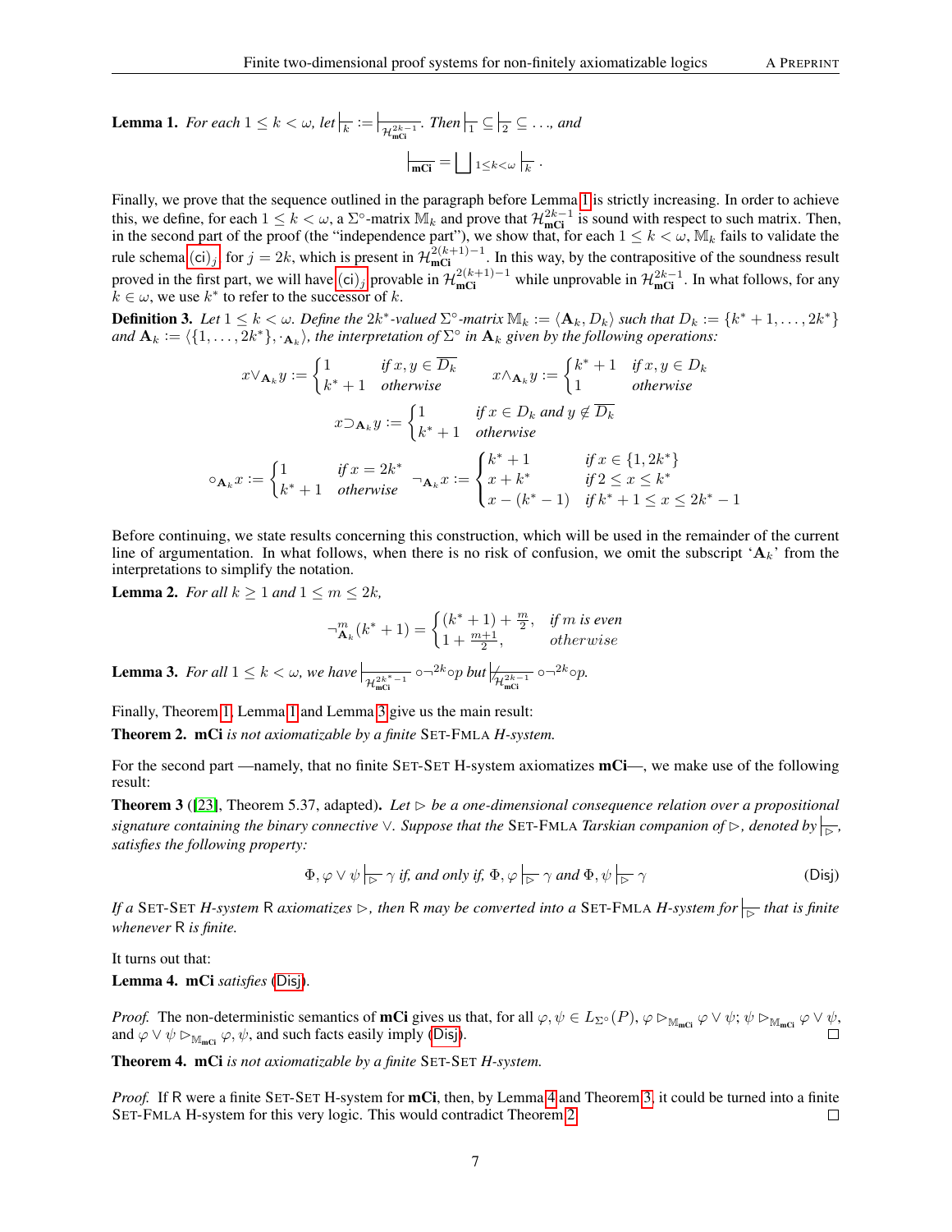**Lemma 1.** *For each $1 \leq k < \omega$, let $\vdash_k := \vdash_{\mathcal{H}^{2k-1}_{\mathbf{mCi}}}$. Then $\vdash_1 \subseteq \vdash_2 \subseteq \ldots$, and*

$$\vdash_{\mathbf{mCi}} = \bigsqcup_{1 \leq k < \omega} \vdash_k .$$

Finally, we prove that the sequence outlined in the paragraph before Lemma 1 is strictly increasing. In order to achieve this, we define, for each $1 \leq k < \omega$, a $\Sigma^\circ$-matrix $\mathbb{M}_k$ and prove that $\mathcal{H}^{2k-1}_{\mathbf{mCi}}$ is sound with respect to such matrix. Then, in the second part of the proof (the "independence part"), we show that, for each $1 \leq k < \omega$, $\mathbb{M}_k$ fails to validate the rule schema (ci)$_j$ for $j = 2k$, which is present in $\mathcal{H}^{2(k+1)-1}_{\mathbf{mCi}}$. In this way, by the contrapositive of the soundness result proved in the first part, we will have (ci)$_j$ provable in $\mathcal{H}^{2(k+1)-1}_{\mathbf{mCi}}$ while unprovable in $\mathcal{H}^{2k-1}_{\mathbf{mCi}}$. In what follows, for any $k \in \omega$, we use $k^*$ to refer to the successor of $k$.

**Definition 3.** *Let $1 \leq k < \omega$. Define the $2k^*$-valued $\Sigma^\circ$-matrix $\mathbb{M}_k := \langle \mathbf{A}_k, D_k \rangle$ such that $D_k := \{k^* + 1, \ldots, 2k^*\}$ and $\mathbf{A}_k := \langle \{1, \ldots, 2k^*\}, \cdot_{\mathbf{A}_k} \rangle$, the interpretation of $\Sigma^\circ$ in $\mathbf{A}_k$ given by the following operations:*

$$x \vee_{\mathbf{A}_k} y := \begin{cases} 1 & \text{if } x, y \in \overline{D_k} \\ k^* + 1 & \text{otherwise} \end{cases} \qquad x \wedge_{\mathbf{A}_k} y := \begin{cases} k^* + 1 & \text{if } x, y \in D_k \\ 1 & \text{otherwise} \end{cases}$$

$$x \supset_{\mathbf{A}_k} y := \begin{cases} 1 & \text{if } x \in D_k \text{ and } y \notin \overline{D_k} \\ k^* + 1 & \text{otherwise} \end{cases}$$

$$\circ_{\mathbf{A}_k} x := \begin{cases} 1 & \text{if } x = 2k^* \\ k^* + 1 & \text{otherwise} \end{cases} \quad \neg_{\mathbf{A}_k} x := \begin{cases} k^* + 1 & \text{if } x \in \{1, 2k^*\} \\ x + k^* & \text{if } 2 \leq x \leq k^* \\ x - (k^* - 1) & \text{if } k^* + 1 \leq x \leq 2k^* - 1 \end{cases}$$

Before continuing, we state results concerning this construction, which will be used in the remainder of the current line of argumentation. In what follows, when there is no risk of confusion, we omit the subscript '$\mathbf{A}_k$' from the interpretations to simplify the notation.

**Lemma 2.** *For all $k \geq 1$ and $1 \leq m \leq 2k$,*

$$\neg^m_{\mathbf{A}_k}(k^* + 1) = \begin{cases} (k^* + 1) + \frac{m}{2}, & \text{if } m \text{ is even} \\ 1 + \frac{m+1}{2}, & \text{otherwise} \end{cases}$$

**Lemma 3.** *For all $1 \leq k < \omega$, we have $\vdash_{\mathcal{H}^{2k^*-1}_{\mathbf{mCi}}} \circ\neg^{2k}\circ p$ but $\nvdash_{\mathcal{H}^{2k-1}_{\mathbf{mCi}}} \circ\neg^{2k}\circ p$.*

Finally, Theorem 1, Lemma 1 and Lemma 3 give us the main result:

**Theorem 2.** ***mCi*** *is not axiomatizable by a finite* SET-FMLA *H-system.*

For the second part —namely, that no finite SET-SET H-system axiomatizes **mCi**—, we make use of the following result:

**Theorem 3** ([23], Theorem 5.37, adapted)**.** *Let $\rhd$ be a one-dimensional consequence relation over a propositional signature containing the binary connective $\vee$. Suppose that the* SET-FMLA *Tarskian companion of $\rhd$, denoted by $\vdash_\rhd$, satisfies the following property:*

$$\Phi, \varphi \vee \psi \vdash_\rhd \gamma \text{ if, and only if, } \Phi, \varphi \vdash_\rhd \gamma \text{ and } \Phi, \psi \vdash_\rhd \gamma \tag{Disj}$$

*If a* SET-SET *H-system* R *axiomatizes $\rhd$, then* R *may be converted into a* SET-FMLA *H-system for $\vdash_\rhd$ that is finite whenever* R *is finite.*

It turns out that:

**Lemma 4.** ***mCi*** *satisfies* (Disj)*.*

*Proof.* The non-deterministic semantics of **mCi** gives us that, for all $\varphi, \psi \in L_{\Sigma^\circ}(P)$, $\varphi \rhd_{\mathbb{M}_{\mathbf{mCi}}} \varphi \vee \psi$; $\psi \rhd_{\mathbb{M}_{\mathbf{mCi}}} \varphi \vee \psi$, and $\varphi \vee \psi \rhd_{\mathbb{M}_{\mathbf{mCi}}} \varphi, \psi$, and such facts easily imply (Disj). ☐

**Theorem 4.** ***mCi*** *is not axiomatizable by a finite* SET-SET *H-system.*

*Proof.* If R were a finite SET-SET H-system for **mCi**, then, by Lemma 4 and Theorem 3, it could be turned into a finite SET-FMLA H-system for this very logic. This would contradict Theorem 2. ☐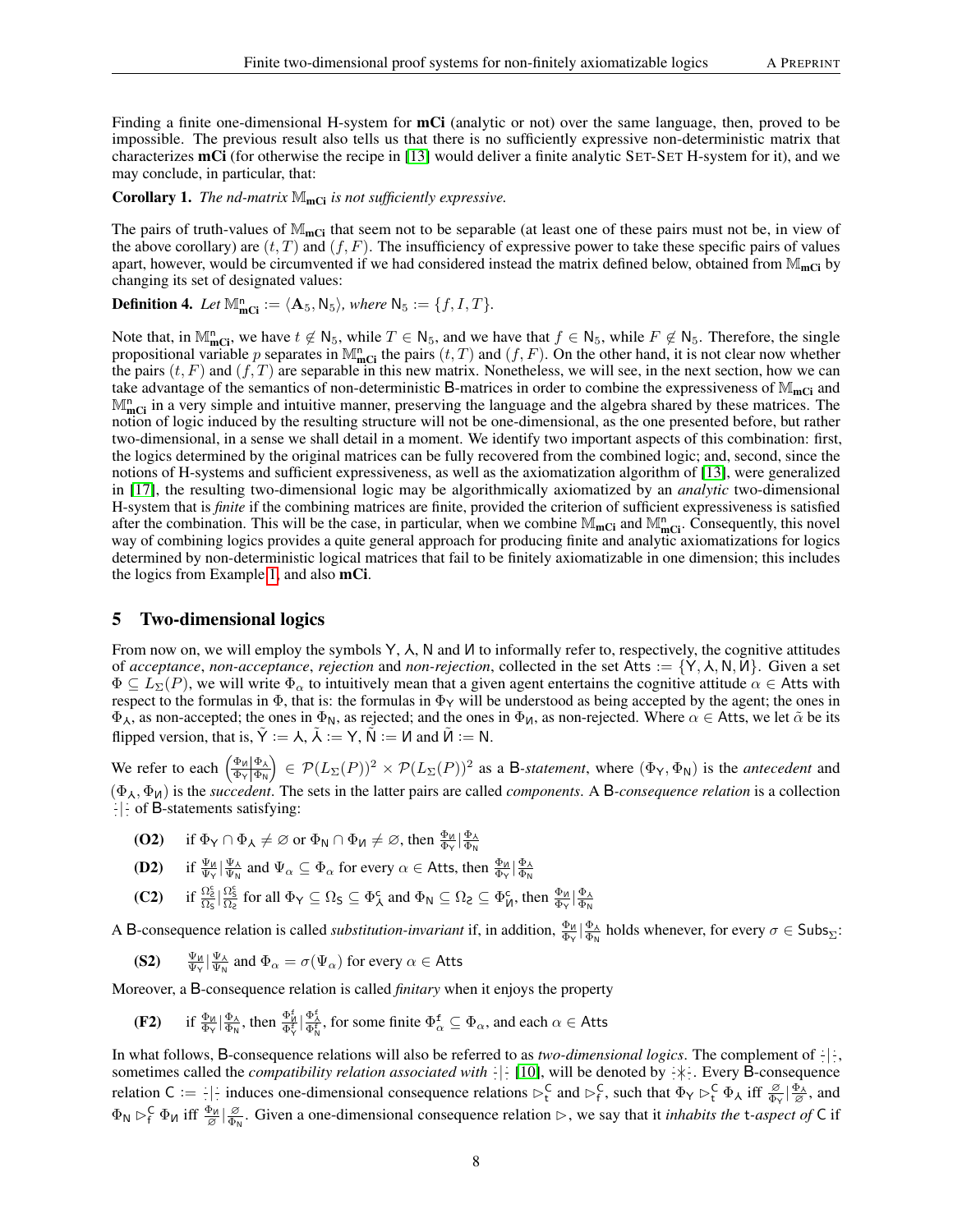Finding a finite one-dimensional H-system for **mCi** (analytic or not) over the same language, then, proved to be impossible. The previous result also tells us that there is no sufficiently expressive non-deterministic matrix that characterizes **mCi** (for otherwise the recipe in [13] would deliver a finite analytic SET-SET H-system for it), and we may conclude, in particular, that:

**Corollary 1.** *The nd-matrix $\mathbb{M}_{\mathbf{mCi}}$ is not sufficiently expressive.*

The pairs of truth-values of $\mathbb{M}_{\mathbf{mCi}}$ that seem not to be separable (at least one of these pairs must not be, in view of the above corollary) are $(t, T)$ and $(f, F)$. The insufficiency of expressive power to take these specific pairs of values apart, however, would be circumvented if we had considered instead the matrix defined below, obtained from $\mathbb{M}_{\mathbf{mCi}}$ by changing its set of designated values:

**Definition 4.** *Let $\mathbb{M}^{\mathsf{n}}_{\mathbf{mCi}} := \langle \mathbf{A}_5, \mathsf{N}_5 \rangle$, where $\mathsf{N}_5 := \{f, I, T\}$.*

Note that, in $\mathbb{M}^{\mathsf{n}}_{\mathbf{mCi}}$, we have $t \notin \mathsf{N}_5$, while $T \in \mathsf{N}_5$, and we have that $f \in \mathsf{N}_5$, while $F \notin \mathsf{N}_5$. Therefore, the single propositional variable $p$ separates in $\mathbb{M}^{\mathsf{n}}_{\mathbf{mCi}}$ the pairs $(t, T)$ and $(f, F)$. On the other hand, it is not clear now whether the pairs $(t, F)$ and $(f, T)$ are separable in this new matrix. Nonetheless, we will see, in the next section, how we can take advantage of the semantics of non-deterministic B-matrices in order to combine the expressiveness of $\mathbb{M}_{\mathbf{mCi}}$ and $\mathbb{M}^{\mathsf{n}}_{\mathbf{mCi}}$ in a very simple and intuitive manner, preserving the language and the algebra shared by these matrices. The notion of logic induced by the resulting structure will not be one-dimensional, as the one presented before, but rather two-dimensional, in a sense we shall detail in a moment. We identify two important aspects of this combination: first, the logics determined by the original matrices can be fully recovered from the combined logic; and, second, since the notions of H-systems and sufficient expressiveness, as well as the axiomatization algorithm of [13], were generalized in [17], the resulting two-dimensional logic may be algorithmically axiomatized by an *analytic* two-dimensional H-system that is *finite* if the combining matrices are finite, provided the criterion of sufficient expressiveness is satisfied after the combination. This will be the case, in particular, when we combine $\mathbb{M}_{\mathbf{mCi}}$ and $\mathbb{M}^{\mathsf{n}}_{\mathbf{mCi}}$. Consequently, this novel way of combining logics provides a quite general approach for producing finite and analytic axiomatizations for logics determined by non-deterministic logical matrices that fail to be finitely axiomatizable in one dimension; this includes the logics from Example 1, and also **mCi**.

## 5 Two-dimensional logics

From now on, we will employ the symbols $\mathsf{Y}$, $\curlywedge$, $\mathsf{N}$ and $\mathsf{И}$ to informally refer to, respectively, the cognitive attitudes of *acceptance*, *non-acceptance*, *rejection* and *non-rejection*, collected in the set $\mathsf{Atts} := \{\mathsf{Y}, \curlywedge, \mathsf{N}, \mathsf{И}\}$. Given a set $\Phi \subseteq L_\Sigma(P)$, we will write $\Phi_\alpha$ to intuitively mean that a given agent entertains the cognitive attitude $\alpha \in \mathsf{Atts}$ with respect to the formulas in $\Phi$, that is: the formulas in $\Phi_{\mathsf{Y}}$ will be understood as being accepted by the agent; the ones in $\Phi_{\curlywedge}$, as non-accepted; the ones in $\Phi_{\mathsf{N}}$, as rejected; and the ones in $\Phi_{\mathsf{И}}$, as non-rejected. Where $\alpha \in \mathsf{Atts}$, we let $\tilde{\alpha}$ be its flipped version, that is, $\tilde{\mathsf{Y}} := \curlywedge$, $\tilde{\curlywedge} := \mathsf{Y}$, $\tilde{\mathsf{N}} := \mathsf{И}$ and $\tilde{\mathsf{И}} := \mathsf{N}$.

We refer to each $\left(\frac{\Phi_{\mathsf{И}}}{\Phi_{\mathsf{Y}}} \Big| \frac{\Phi_{\curlywedge}}{\Phi_{\mathsf{N}}}\right) \in \mathcal{P}(L_\Sigma(P))^2 \times \mathcal{P}(L_\Sigma(P))^2$ as a $\mathsf{B}$-*statement*, where $(\Phi_{\mathsf{Y}}, \Phi_{\mathsf{N}})$ is the *antecedent* and $(\Phi_{\curlywedge}, \Phi_{\mathsf{И}})$ is the *succedent*. The sets in the latter pairs are called *components*. A $\mathsf{B}$-*consequence relation* is a collection $\frac{\cdot}{\cdot}|\frac{\cdot}{\cdot}$ of $\mathsf{B}$-statements satisfying:

- **(O2)** if $\Phi_{\mathsf{Y}} \cap \Phi_{\curlywedge} \neq \varnothing$ or $\Phi_{\mathsf{N}} \cap \Phi_{\mathsf{И}} \neq \varnothing$, then $\frac{\Phi_{\mathsf{И}}}{\Phi_{\mathsf{Y}}} | \frac{\Phi_{\curlywedge}}{\Phi_{\mathsf{N}}}$
- **(D2)** if $\frac{\Psi_{\mathsf{И}}}{\Psi_{\mathsf{Y}}} | \frac{\Psi_{\curlywedge}}{\Psi_{\mathsf{N}}}$ and $\Psi_\alpha \subseteq \Phi_\alpha$ for every $\alpha \in \mathsf{Atts}$, then $\frac{\Phi_{\mathsf{И}}}{\Phi_{\mathsf{Y}}} | \frac{\Phi_{\curlywedge}}{\Phi_{\mathsf{N}}}$
- **(C2)** if $\frac{\Omega_{\mathsf{Ƨ}}^{c}}{\Omega_{\mathsf{S}}} | \frac{\Omega_{\mathsf{S}}^{c}}{\Omega_{\mathsf{Ƨ}}}$ for all $\Phi_{\mathsf{Y}} \subseteq \Omega_{\mathsf{S}} \subseteq \Phi_{\curlywedge}^{c}$ and $\Phi_{\mathsf{N}} \subseteq \Omega_{\mathsf{Ƨ}} \subseteq \Phi_{\mathsf{И}}^{c}$, then $\frac{\Phi_{\mathsf{И}}}{\Phi_{\mathsf{Y}}} | \frac{\Phi_{\curlywedge}}{\Phi_{\mathsf{N}}}$

A $\mathsf{B}$-consequence relation is called *substitution-invariant* if, in addition, $\frac{\Phi_{\mathsf{И}}}{\Phi_{\mathsf{Y}}} | \frac{\Phi_{\curlywedge}}{\Phi_{\mathsf{N}}}$ holds whenever, for every $\sigma \in \mathsf{Subs}_\Sigma$:

- **(S2)** $\frac{\Psi_{\mathsf{И}}}{\Psi_{\mathsf{Y}}} | \frac{\Psi_{\curlywedge}}{\Psi_{\mathsf{N}}}$ and $\Phi_\alpha = \sigma(\Psi_\alpha)$ for every $\alpha \in \mathsf{Atts}$

Moreover, a $\mathsf{B}$-consequence relation is called *finitary* when it enjoys the property

- **(F2)** if $\frac{\Phi_{\mathsf{И}}}{\Phi_{\mathsf{Y}}} | \frac{\Phi_{\curlywedge}}{\Phi_{\mathsf{N}}}$, then $\frac{\Phi_{\mathsf{И}}^{\mathsf{f}}}{\Phi_{\mathsf{Y}}^{\mathsf{f}}} | \frac{\Phi_{\curlywedge}^{\mathsf{f}}}{\Phi_{\mathsf{N}}^{\mathsf{f}}}$, for some finite $\Phi_\alpha^{\mathsf{f}} \subseteq \Phi_\alpha$, and each $\alpha \in \mathsf{Atts}$

In what follows, $\mathsf{B}$-consequence relations will also be referred to as *two-dimensional logics*. The complement of $\frac{\cdot}{\cdot}|\frac{\cdot}{\cdot}$, sometimes called the *compatibility relation associated with* $\frac{\cdot}{\cdot}|\frac{\cdot}{\cdot}$ [10], will be denoted by $\frac{\cdot}{\cdot}\not|\frac{\cdot}{\cdot}$. Every $\mathsf{B}$-consequence relation $\mathsf{C} := \frac{\cdot}{\cdot}|\frac{\cdot}{\cdot}$ induces one-dimensional consequence relations $\rhd_{\mathsf{t}}^{\mathsf{C}}$ and $\rhd_{\mathsf{f}}^{\mathsf{C}}$, such that $\Phi_{\mathsf{Y}} \rhd_{\mathsf{t}}^{\mathsf{C}} \Phi_{\curlywedge}$ iff $\frac{\varnothing}{\Phi_{\mathsf{Y}}} | \frac{\Phi_{\curlywedge}}{\varnothing}$, and $\Phi_{\mathsf{N}} \rhd_{\mathsf{f}}^{\mathsf{C}} \Phi_{\mathsf{И}}$ iff $\frac{\Phi_{\mathsf{И}}}{\varnothing} | \frac{\varnothing}{\Phi_{\mathsf{N}}}$. Given a one-dimensional consequence relation $\rhd$, we say that it *inhabits the* $\mathsf{t}$-*aspect of* $\mathsf{C}$ if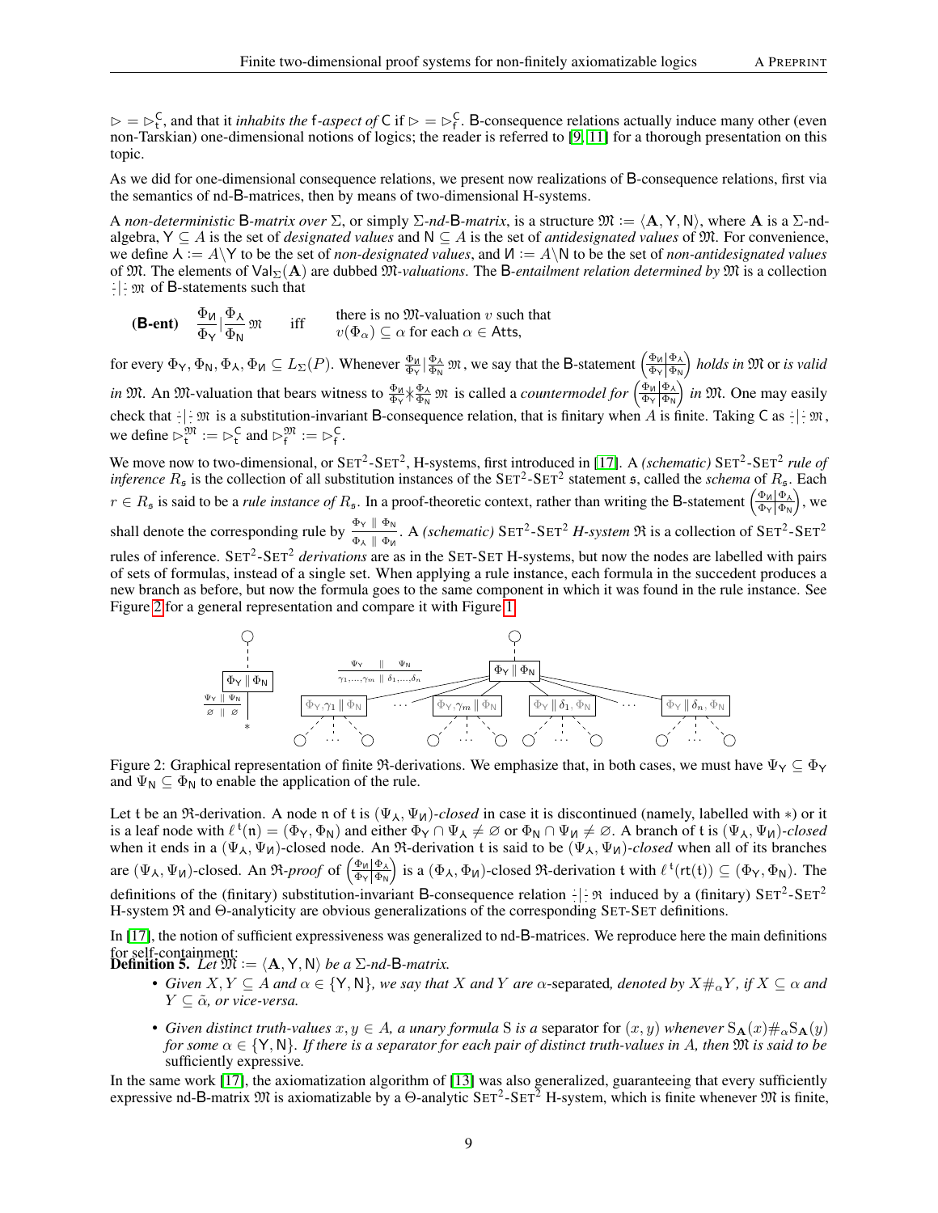$\rhd = \rhd_{\mathsf{t}}^{\mathsf{C}}$, and that it *inhabits the* $\mathsf{f}$*-aspect of* $\mathsf{C}$ if $\rhd = \rhd_{\mathsf{f}}^{\mathsf{C}}$. $\mathsf{B}$-consequence relations actually induce many other (even non-Tarskian) one-dimensional notions of logics; the reader is referred to [9, 11] for a thorough presentation on this topic.

As we did for one-dimensional consequence relations, we present now realizations of $\mathsf{B}$-consequence relations, first via the semantics of nd-$\mathsf{B}$-matrices, then by means of two-dimensional H-systems.

A *non-deterministic* $\mathsf{B}$*-matrix over* $\Sigma$, or simply $\Sigma$*-nd-*$\mathsf{B}$*-matrix*, is a structure $\mathfrak{M} := \langle \mathbf{A}, \mathsf{Y}, \mathsf{N}\rangle$, where $\mathbf{A}$ is a $\Sigma$-nd-algebra, $\mathsf{Y} \subseteq A$ is the set of *designated values* and $\mathsf{N} \subseteq A$ is the set of *antidesignated values* of $\mathfrak{M}$. For convenience, we define $\curlywedge := A \backslash \mathsf{Y}$ to be the set of *non-designated values*, and $\text{И} := A \backslash \mathsf{N}$ to be the set of *non-antidesignated values* of $\mathfrak{M}$. The elements of $\mathsf{Val}_{\Sigma}(\mathbf{A})$ are dubbed $\mathfrak{M}$*-valuations*. The $\mathsf{B}$*-entailment relation determined by* $\mathfrak{M}$ is a collection $\frac{\cdot}{\cdot}|\frac{\cdot}{\cdot}\,\mathfrak{M}$ of $\mathsf{B}$-statements such that

$$\textbf{(B-ent)} \quad \frac{\Phi_{\text{И}}}{\Phi_{\mathsf{Y}}}\Big|\frac{\Phi_{\curlywedge}}{\Phi_{\mathsf{N}}}\,\mathfrak{M} \quad \text{iff} \quad \begin{array}{l}\text{there is no } \mathfrak{M}\text{-valuation } v \text{ such that}\\ v(\Phi_\alpha) \subseteq \alpha \text{ for each } \alpha \in \mathsf{Atts},\end{array}$$

for every $\Phi_{\mathsf{Y}}, \Phi_{\mathsf{N}}, \Phi_{\curlywedge}, \Phi_{\text{И}} \subseteq L_{\Sigma}(P)$. Whenever $\frac{\Phi_{\text{И}}}{\Phi_{\mathsf{Y}}}|\frac{\Phi_{\curlywedge}}{\Phi_{\mathsf{N}}}\,\mathfrak{M}$, we say that the $\mathsf{B}$-statement $\left(\frac{\Phi_{\text{И}}|\Phi_{\curlywedge}}{\Phi_{\mathsf{Y}}|\Phi_{\mathsf{N}}}\right)$ *holds in* $\mathfrak{M}$ or *is valid in* $\mathfrak{M}$. An $\mathfrak{M}$-valuation that bears witness to $\frac{\Phi_{\text{И}}}{\Phi_{\mathsf{Y}}}\not|\frac{\Phi_{\curlywedge}}{\Phi_{\mathsf{N}}}\,\mathfrak{M}$ is called a *countermodel for* $\left(\frac{\Phi_{\text{И}}|\Phi_{\curlywedge}}{\Phi_{\mathsf{Y}}|\Phi_{\mathsf{N}}}\right)$ *in* $\mathfrak{M}$. One may easily check that $\frac{\cdot}{\cdot}|\frac{\cdot}{\cdot}\,\mathfrak{M}$ is a substitution-invariant $\mathsf{B}$-consequence relation, that is finitary when $A$ is finite. Taking $\mathsf{C}$ as $\frac{\cdot}{\cdot}|\frac{\cdot}{\cdot}\,\mathfrak{M}$, we define $\rhd_{\mathsf{t}}^{\mathfrak{M}} := \rhd_{\mathsf{t}}^{\mathsf{C}}$ and $\rhd_{\mathsf{f}}^{\mathfrak{M}} := \rhd_{\mathsf{f}}^{\mathsf{C}}$.

We move now to two-dimensional, or $\text{SET}^2$-$\text{SET}^2$, H-systems, first introduced in [17]. A *(schematic)* $\text{SET}^2$-$\text{SET}^2$ *rule of inference* $R_{\mathfrak{s}}$ is the collection of all substitution instances of the $\text{SET}^2$-$\text{SET}^2$ statement $\mathfrak{s}$, called the *schema* of $R_{\mathfrak{s}}$. Each $r \in R_{\mathfrak{s}}$ is said to be a *rule instance of* $R_{\mathfrak{s}}$. In a proof-theoretic context, rather than writing the $\mathsf{B}$-statement $\left(\frac{\Phi_{\text{И}}|\Phi_{\curlywedge}}{\Phi_{\mathsf{Y}}|\Phi_{\mathsf{N}}}\right)$, we shall denote the corresponding rule by $\frac{\Phi_{\mathsf{Y}} \,\|\, \Phi_{\mathsf{N}}}{\Phi_{\curlywedge} \,\|\, \Phi_{\text{И}}}$. A *(schematic)* $\text{SET}^2$-$\text{SET}^2$ *H-system* $\mathfrak{R}$ is a collection of $\text{SET}^2$-$\text{SET}^2$ rules of inference. $\text{SET}^2$-$\text{SET}^2$ *derivations* are as in the SET-SET H-systems, but now the nodes are labelled with pairs of sets of formulas, instead of a single set. When applying a rule instance, each formula in the succedent produces a new branch as before, but now the formula goes to the same component in which it was found in the rule instance. See Figure 2 for a general representation and compare it with Figure 1.

Figure 2: Graphical representation of finite $\mathfrak{R}$-derivations. We emphasize that, in both cases, we must have $\Psi_{\mathsf{Y}} \subseteq \Phi_{\mathsf{Y}}$ and $\Psi_{\mathsf{N}} \subseteq \Phi_{\mathsf{N}}$ to enable the application of the rule.

Let $\mathfrak{t}$ be an $\mathfrak{R}$-derivation. A node $\mathfrak{n}$ of $\mathfrak{t}$ is $(\Psi_{\curlywedge}, \Psi_{\text{И}})$*-closed* in case it is discontinued (namely, labelled with $*$) or it is a leaf node with $\ell^{\mathfrak{t}}(\mathfrak{n}) = (\Phi_{\mathsf{Y}}, \Phi_{\mathsf{N}})$ and either $\Phi_{\mathsf{Y}} \cap \Psi_{\curlywedge} \neq \varnothing$ or $\Phi_{\mathsf{N}} \cap \Psi_{\text{И}} \neq \varnothing$. A branch of $\mathfrak{t}$ is $(\Psi_{\curlywedge}, \Psi_{\text{И}})$*-closed* when it ends in a $(\Psi_{\curlywedge}, \Psi_{\text{И}})$-closed node. An $\mathfrak{R}$-derivation $\mathfrak{t}$ is said to be $(\Psi_{\curlywedge}, \Psi_{\text{И}})$*-closed* when all of its branches are $(\Psi_{\curlywedge}, \Psi_{\text{И}})$-closed. An $\mathfrak{R}$*-proof* of $\left(\frac{\Phi_{\text{И}}|\Phi_{\curlywedge}}{\Phi_{\mathsf{Y}}|\Phi_{\mathsf{N}}}\right)$ is a $(\Phi_{\curlywedge}, \Phi_{\text{И}})$-closed $\mathfrak{R}$-derivation $\mathfrak{t}$ with $\ell^{\mathfrak{t}}(\mathsf{rt}(\mathfrak{t})) \subseteq (\Phi_{\mathsf{Y}}, \Phi_{\mathsf{N}})$. The definitions of the (finitary) substitution-invariant $\mathsf{B}$-consequence relation $\frac{\cdot}{\cdot}|\frac{\cdot}{\cdot}\,\mathfrak{R}$ induced by a (finitary) $\text{SET}^2$-$\text{SET}^2$ H-system $\mathfrak{R}$ and $\Theta$-analyticity are obvious generalizations of the corresponding SET-SET definitions.

In [17], the notion of sufficient expressiveness was generalized to nd-$\mathsf{B}$-matrices. We reproduce here the main definitions for self-containment:

**Definition 5.** *Let* $\mathfrak{M} := \langle \mathbf{A}, \mathsf{Y}, \mathsf{N}\rangle$ *be a* $\Sigma$*-nd-*$\mathsf{B}$*-matrix.*

- *Given* $X, Y \subseteq A$ *and* $\alpha \in \{\mathsf{Y}, \mathsf{N}\}$, *we say that* $X$ *and* $Y$ *are* $\alpha$-separated, *denoted by* $X \#_{\alpha} Y$, *if* $X \subseteq \alpha$ *and* $Y \subseteq \tilde{\alpha}$, *or vice-versa.*
- *Given distinct truth-values* $x, y \in A$, *a unary formula* $\mathrm{S}$ *is a* separator *for* $(x, y)$ *whenever* $\mathrm{S}_{\mathbf{A}}(x) \#_{\alpha} \mathrm{S}_{\mathbf{A}}(y)$ *for some* $\alpha \in \{\mathsf{Y}, \mathsf{N}\}$. *If there is a separator for each pair of distinct truth-values in* $A$, *then* $\mathfrak{M}$ *is said to be* sufficiently expressive.

In the same work [17], the axiomatization algorithm of [13] was also generalized, guaranteeing that every sufficiently expressive nd-$\mathsf{B}$-matrix $\mathfrak{M}$ is axiomatizable by a $\Theta$-analytic $\text{SET}^2$-$\text{SET}^2$ H-system, which is finite whenever $\mathfrak{M}$ is finite,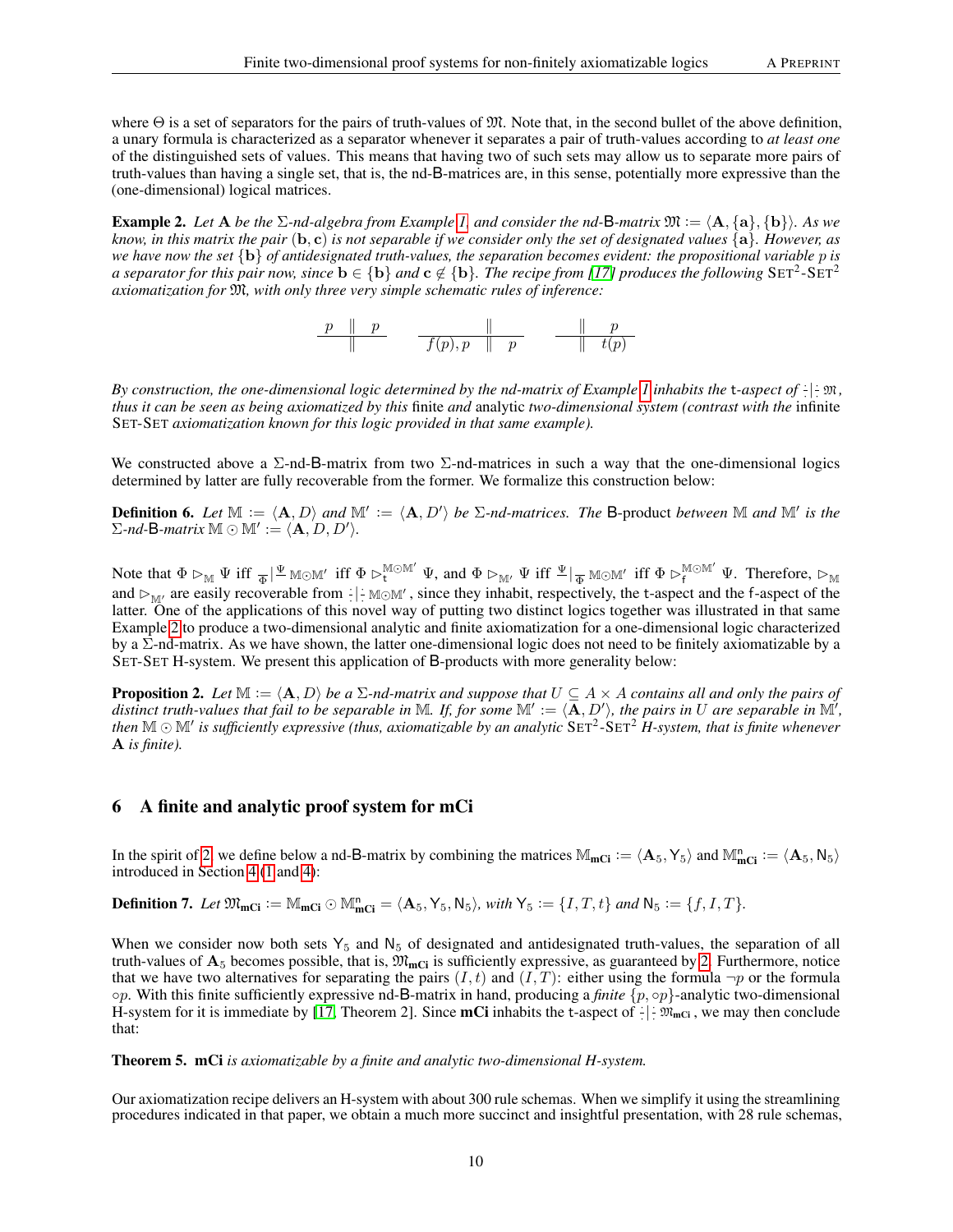where $\Theta$ is a set of separators for the pairs of truth-values of $\mathfrak{M}$. Note that, in the second bullet of the above definition, a unary formula is characterized as a separator whenever it separates a pair of truth-values according to *at least one* of the distinguished sets of values. This means that having two of such sets may allow us to separate more pairs of truth-values than having a single set, that is, the nd-B-matrices are, in this sense, potentially more expressive than the (one-dimensional) logical matrices.

**Example 2.** *Let $\mathbf{A}$ be the $\Sigma$-nd-algebra from Example 1 and consider the nd-B-matrix $\mathfrak{M} := \langle \mathbf{A}, \{\mathbf{a}\}, \{\mathbf{b}\}\rangle$. As we know, in this matrix the pair $(\mathbf{b}, \mathbf{c})$ is not separable if we consider only the set of designated values $\{\mathbf{a}\}$. However, as we have now the set $\{\mathbf{b}\}$ of antidesignated truth-values, the separation becomes evident: the propositional variable $p$ is a separator for this pair now, since $\mathbf{b} \in \{\mathbf{b}\}$ and $\mathbf{c} \notin \{\mathbf{b}\}$. The recipe from [17] produces the following $\text{SET}^2$-$\text{SET}^2$ axiomatization for $\mathfrak{M}$, with only three very simple schematic rules of inference:*

$$\frac{p \;\|\; p}{\;\|\;} \qquad \frac{\;\|\;}{f(p), p \;\|\; p} \qquad \frac{\;\|\; p}{\;\|\; t(p)}$$

*By construction, the one-dimensional logic determined by the nd-matrix of Example 1 inhabits the $\mathsf{t}$-aspect of $\frac{\cdot}{\cdot}|\frac{\cdot}{\cdot}\,\mathfrak{M}$, thus it can be seen as being axiomatized by this* finite *and* analytic *two-dimensional system (contrast with the* infinite *$\text{SET}$-$\text{SET}$ axiomatization known for this logic provided in that same example).*

We constructed above a $\Sigma$-nd-B-matrix from two $\Sigma$-nd-matrices in such a way that the one-dimensional logics determined by latter are fully recoverable from the former. We formalize this construction below:

**Definition 6.** *Let $\mathbb{M} := \langle \mathbf{A}, D\rangle$ and $\mathbb{M}' := \langle \mathbf{A}, D'\rangle$ be $\Sigma$-nd-matrices. The* B-product *between $\mathbb{M}$ and $\mathbb{M}'$ is the $\Sigma$-nd-B-matrix $\mathbb{M} \odot \mathbb{M}' := \langle \mathbf{A}, D, D'\rangle$.*

Note that $\Phi \rhd_{\mathbb{M}} \Psi$ iff $\frac{}{\Phi}|\frac{\Psi}{}\,{}_{\mathbb{M}\odot\mathbb{M}'}$ iff $\Phi \rhd_{\mathsf{t}}^{\mathbb{M}\odot\mathbb{M}'} \Psi$, and $\Phi \rhd_{\mathbb{M}'} \Psi$ iff $\frac{\Psi}{}|\frac{}{\Phi}\,{}_{\mathbb{M}\odot\mathbb{M}'}$ iff $\Phi \rhd_{\mathsf{f}}^{\mathbb{M}\odot\mathbb{M}'} \Psi$. Therefore, $\rhd_{\mathbb{M}}$ and $\rhd_{\mathbb{M}'}$ are easily recoverable from $\frac{\cdot}{\cdot}|\frac{\cdot}{\cdot}\,{}_{\mathbb{M}\odot\mathbb{M}'}$, since they inhabit, respectively, the $\mathsf{t}$-aspect and the $\mathsf{f}$-aspect of the latter. One of the applications of this novel way of putting two distinct logics together was illustrated in that same Example 2 to produce a two-dimensional analytic and finite axiomatization for a one-dimensional logic characterized by a $\Sigma$-nd-matrix. As we have shown, the latter one-dimensional logic does not need to be finitely axiomatizable by a $\text{SET}$-$\text{SET}$ H-system. We present this application of B-products with more generality below:

**Proposition 2.** *Let $\mathbb{M} := \langle \mathbf{A}, D\rangle$ be a $\Sigma$-nd-matrix and suppose that $U \subseteq A \times A$ contains all and only the pairs of distinct truth-values that fail to be separable in $\mathbb{M}$. If, for some $\mathbb{M}' := \langle \mathbf{A}, D'\rangle$, the pairs in $U$ are separable in $\mathbb{M}'$, then $\mathbb{M} \odot \mathbb{M}'$ is sufficiently expressive (thus, axiomatizable by an analytic $\text{SET}^2$-$\text{SET}^2$ H-system, that is finite whenever $\mathbf{A}$ is finite).*

## 6 A finite and analytic proof system for mCi

In the spirit of 2, we define below a nd-B-matrix by combining the matrices $\mathbb{M}_{\mathbf{mCi}} := \langle \mathbf{A}_5, \mathsf{Y}_5\rangle$ and $\mathbb{M}^{\mathsf{n}}_{\mathbf{mCi}} := \langle \mathbf{A}_5, \mathsf{N}_5\rangle$ introduced in Section 4 (1 and 4):

**Definition 7.** *Let $\mathfrak{M}_{\mathbf{mCi}} := \mathbb{M}_{\mathbf{mCi}} \odot \mathbb{M}^{\mathsf{n}}_{\mathbf{mCi}} = \langle \mathbf{A}_5, \mathsf{Y}_5, \mathsf{N}_5\rangle$, with $\mathsf{Y}_5 := \{I, T, t\}$ and $\mathsf{N}_5 := \{f, I, T\}$.*

When we consider now both sets $\mathsf{Y}_5$ and $\mathsf{N}_5$ of designated and antidesignated truth-values, the separation of all truth-values of $\mathbf{A}_5$ becomes possible, that is, $\mathfrak{M}_{\mathbf{mCi}}$ is sufficiently expressive, as guaranteed by 2. Furthermore, notice that we have two alternatives for separating the pairs $(I, t)$ and $(I, T)$: either using the formula $\neg p$ or the formula $\circ p$. With this finite sufficiently expressive nd-B-matrix in hand, producing a *finite* $\{p, \circ p\}$-analytic two-dimensional H-system for it is immediate by [17, Theorem 2]. Since **mCi** inhabits the $\mathsf{t}$-aspect of $\frac{\cdot}{\cdot}|\frac{\cdot}{\cdot}\,\mathfrak{M}_{\mathbf{mCi}}$, we may then conclude that:

**Theorem 5.** **mCi** *is axiomatizable by a finite and analytic two-dimensional H-system.*

Our axiomatization recipe delivers an H-system with about 300 rule schemas. When we simplify it using the streamlining procedures indicated in that paper, we obtain a much more succinct and insightful presentation, with 28 rule schemas,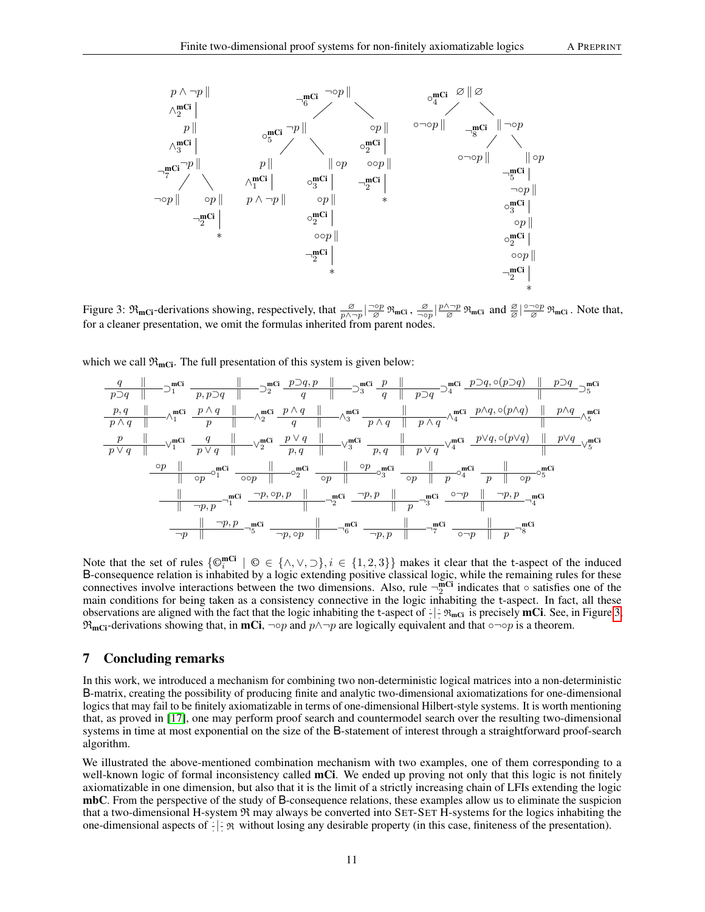$$
\begin{array}{ccc}
\begin{array}{c}
p \land \neg p \,\| \\
\land_2^{\mathbf{mCi}} \Big| \\
p \,\| \\
\land_3^{\mathbf{mCi}} \Big| \\
\neg_7^{\mathbf{mCi}}\ \neg p \,\| \\
\swarrow \quad \searrow \\
\neg\circ p \,\| \qquad \circ p \,\| \\
\qquad\qquad \neg_2^{\mathbf{mCi}} \Big| \\
\qquad\qquad * 
\end{array}
&
\begin{array}{c}
\neg_6^{\mathbf{mCi}}\ \neg\circ p \,\| \\
\swarrow \qquad \searrow \\
\circ_5^{\mathbf{mCi}}\ \neg p \,\| \qquad\qquad \circ p \,\| \\
\swarrow \quad \searrow \qquad\qquad \circ_2^{\mathbf{mCi}} \Big| \\
p \,\| \qquad \| \circ p \qquad \circ\circ p \,\| \\
\land_1^{\mathbf{mCi}} \Big| \qquad \circ_3^{\mathbf{mCi}} \Big| \qquad \neg_2^{\mathbf{mCi}} \Big| \\
p \land \neg p \,\| \qquad \circ p \,\| \qquad * \\
\circ_2^{\mathbf{mCi}} \Big| \\
\circ\circ p \,\| \\
\neg_2^{\mathbf{mCi}} \Big| \\
*
\end{array}
&
\begin{array}{c}
\circ_4^{\mathbf{mCi}}\ \varnothing \,\|\, \varnothing \\
\swarrow \qquad \searrow \\
\circ\neg\circ p \,\| \qquad \neg_8^{\mathbf{mCi}}\ \| \neg\circ p \\
\swarrow \quad \searrow \\
\circ\neg\circ p \,\| \qquad \| \circ p \\
\neg_5^{\mathbf{mCi}} \Big| \\
\neg\circ p \,\| \\
\circ_3^{\mathbf{mCi}} \Big| \\
\circ p \,\| \\
\circ_2^{\mathbf{mCi}} \Big| \\
\circ\circ p \,\| \\
\neg_2^{\mathbf{mCi}} \Big| \\
*
\end{array}
\end{array}
$$

Figure 3: $\mathfrak{R}_{\mathbf{mCi}}$-derivations showing, respectively, that $\frac{\varnothing}{p\land\neg p}|\frac{\neg\circ p}{\varnothing}\,\mathfrak{R}_{\mathbf{mCi}}$, $\frac{\varnothing}{\neg\circ p}|\frac{p\land\neg p}{\varnothing}\,\mathfrak{R}_{\mathbf{mCi}}$ and $\frac{\varnothing}{\varnothing}|\frac{\circ\neg\circ p}{\varnothing}\,\mathfrak{R}_{\mathbf{mCi}}$. Note that, for a cleaner presentation, we omit the formulas inherited from parent nodes.

which we call $\mathfrak{R}_{\mathbf{mCi}}$. The full presentation of this system is given below:

$$
\frac{q \;\|\;}{p\supset q \;\|\;}\supset_1^{\mathbf{mCi}} \quad
\frac{\;\|\;}{p, p\supset q \;\|\;}\supset_2^{\mathbf{mCi}} \quad
\frac{p\supset q, p \;\|\;}{q \;\|\;}\supset_3^{\mathbf{mCi}} \quad
\frac{p \;\|\;}{q \;\|\; p\supset q}\supset_4^{\mathbf{mCi}} \quad
\frac{p\supset q, \circ(p\supset q) \;\|\; p\supset q}{\;\|\;}\supset_5^{\mathbf{mCi}}
$$

$$
\frac{p, q \;\|\;}{p\land q \;\|\;}\land_1^{\mathbf{mCi}} \quad
\frac{p\land q \;\|\;}{p \;\|\;}\land_2^{\mathbf{mCi}} \quad
\frac{p\land q \;\|\;}{q \;\|\;}\land_3^{\mathbf{mCi}} \quad
\frac{\;\|\;}{p\land q \;\|\; p\land q}\land_4^{\mathbf{mCi}} \quad
\frac{p\land q, \circ(p\land q) \;\|\; p\land q}{\;\|\;}\land_5^{\mathbf{mCi}}
$$

$$
\frac{p \;\|\;}{p\lor q \;\|\;}\lor_1^{\mathbf{mCi}} \quad
\frac{q \;\|\;}{p\lor q \;\|\;}\lor_2^{\mathbf{mCi}} \quad
\frac{p\lor q \;\|\;}{p, q \;\|\;}\lor_3^{\mathbf{mCi}} \quad
\frac{\;\|\;}{p, q \;\|\; p\lor q}\lor_4^{\mathbf{mCi}} \quad
\frac{p\lor q, \circ(p\lor q) \;\|\; p\lor q}{\;\|\;}\lor_5^{\mathbf{mCi}}
$$

$$
\frac{\circ p \;\|\;}{\;\|\; \circ p}\circ_1^{\mathbf{mCi}} \quad
\frac{\;\|\;}{\circ\circ p \;\|\;}\circ_2^{\mathbf{mCi}} \quad
\frac{\;\|\; \circ p}{\circ p \;\|\;}\circ_3^{\mathbf{mCi}} \quad
\frac{\;\|\;}{\circ p \;\|\; p}\circ_4^{\mathbf{mCi}} \quad
\frac{\;\|\;}{p \;\|\; \circ p}\circ_5^{\mathbf{mCi}}
$$

$$
\frac{\;\|\;}{\;\|\; \neg p, p}\neg_1^{\mathbf{mCi}} \quad
\frac{\neg p, \circ p, p \;\|\;}{\;\|\;}\neg_2^{\mathbf{mCi}} \quad
\frac{\neg p, p \;\|\;}{\;\|\; p}\neg_3^{\mathbf{mCi}} \quad
\frac{\circ\neg p \;\|\; \neg p, p}{\;\|\;}\neg_4^{\mathbf{mCi}}
$$

$$
\frac{\;\|\; \neg p, p}{\neg p \;\|\;}\neg_5^{\mathbf{mCi}} \quad
\frac{\;\|\;}{\neg p, \circ p \;\|\;}\neg_6^{\mathbf{mCi}} \quad
\frac{\;\|\;}{\neg p, p \;\|\;}\neg_7^{\mathbf{mCi}} \quad
\frac{\;\|\;}{\circ\neg p \;\|\; p}\neg_8^{\mathbf{mCi}}
$$

Note that the set of rules $\{\copyright_i^{\mathbf{mCi}} \mid \copyright \in \{\land, \lor, \supset\}, i \in \{1, 2, 3\}\}$ makes it clear that the t-aspect of the induced B-consequence relation is inhabited by a logic extending positive classical logic, while the remaining rules for these connectives involve interactions between the two dimensions. Also, rule $\neg_2^{\mathbf{mCi}}$ indicates that $\circ$ satisfies one of the main conditions for being taken as a consistency connective in the logic inhabiting the t-aspect. In fact, all these observations are aligned with the fact that the logic inhabiting the t-aspect of $\frac{\cdot}{\cdot}|\frac{\cdot}{\cdot}\,\mathfrak{R}_{\mathbf{mCi}}$ is precisely **mCi**. See, in Figure 3, $\mathfrak{R}_{\mathbf{mCi}}$-derivations showing that, in **mCi**, $\neg\circ p$ and $p\land\neg p$ are logically equivalent and that $\circ\neg\circ p$ is a theorem.

## 7 Concluding remarks

In this work, we introduced a mechanism for combining two non-deterministic logical matrices into a non-deterministic B-matrix, creating the possibility of producing finite and analytic two-dimensional axiomatizations for one-dimensional logics that may fail to be finitely axiomatizable in terms of one-dimensional Hilbert-style systems. It is worth mentioning that, as proved in [17], one may perform proof search and countermodel search over the resulting two-dimensional systems in time at most exponential on the size of the B-statement of interest through a straightforward proof-search algorithm.

We illustrated the above-mentioned combination mechanism with two examples, one of them corresponding to a well-known logic of formal inconsistency called **mCi**. We ended up proving not only that this logic is not finitely axiomatizable in one dimension, but also that it is the limit of a strictly increasing chain of LFIs extending the logic **mbC**. From the perspective of the study of B-consequence relations, these examples allow us to eliminate the suspicion that a two-dimensional H-system $\mathfrak{R}$ may always be converted into SET-SET H-systems for the logics inhabiting the one-dimensional aspects of $\frac{\cdot}{\cdot}|\frac{\cdot}{\cdot}\,\mathfrak{R}$ without losing any desirable property (in this case, finiteness of the presentation).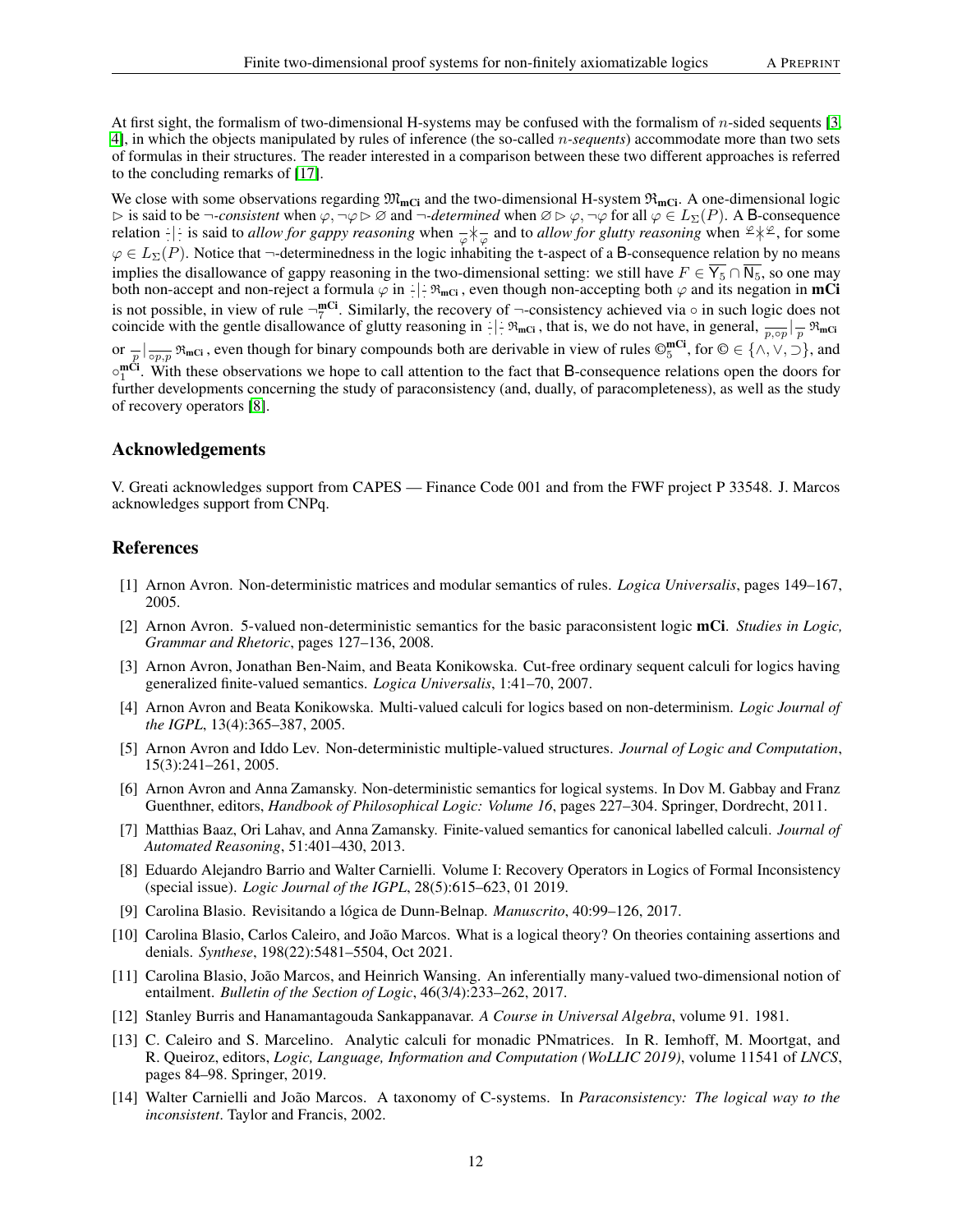At first sight, the formalism of two-dimensional H-systems may be confused with the formalism of $n$-sided sequents [3, 4], in which the objects manipulated by rules of inference (the so-called *$n$-sequents*) accommodate more than two sets of formulas in their structures. The reader interested in a comparison between these two different approaches is referred to the concluding remarks of [17].

We close with some observations regarding $\mathfrak{M}_{\mathbf{mCi}}$ and the two-dimensional H-system $\mathfrak{R}_{\mathbf{mCi}}$. A one-dimensional logic $\rhd$ is said to be $\neg$-*consistent* when $\varphi, \neg\varphi \rhd \varnothing$ and $\neg$-*determined* when $\varnothing \rhd \varphi, \neg\varphi$ for all $\varphi \in L_\Sigma(P)$. A $\mathsf{B}$-consequence relation $\frac{\cdot}{\cdot}|\frac{\cdot}{\cdot}$ is said to *allow for gappy reasoning* when $\frac{}{\varphi}\not|\frac{}{\varphi}$ and to *allow for glutty reasoning* when $\frac{\varphi}{}\not|\frac{\varphi}{}$, for some $\varphi \in L_\Sigma(P)$. Notice that $\neg$-determinedness in the logic inhabiting the $\mathsf{t}$-aspect of a $\mathsf{B}$-consequence relation by no means implies the disallowance of gappy reasoning in the two-dimensional setting: we still have $F \in \overline{\mathsf{Y}_5} \cap \overline{\mathsf{N}_5}$, so one may both non-accept and non-reject a formula $\varphi$ in $\frac{\cdot}{\cdot}|\frac{\cdot}{\cdot}\,\mathfrak{R}_{\mathbf{mCi}}$, even though non-accepting both $\varphi$ and its negation in $\mathbf{mCi}$ is not possible, in view of rule $\neg_7^{\mathbf{mCi}}$. Similarly, the recovery of $\neg$-consistency achieved via $\circ$ in such logic does not coincide with the gentle disallowance of glutty reasoning in $\frac{\cdot}{\cdot}|\frac{\cdot}{\cdot}\,\mathfrak{R}_{\mathbf{mCi}}$, that is, we do not have, in general, $\frac{}{p,\circ p}|\frac{}{p}\,\mathfrak{R}_{\mathbf{mCi}}$ or $\frac{}{p}|\frac{}{\circ p,p}\,\mathfrak{R}_{\mathbf{mCi}}$, even though for binary compounds both are derivable in view of rules $©_5^{\mathbf{mCi}}$, for $© \in \{\wedge, \vee, \supset\}$, and $\circ_1^{\mathbf{mCi}}$. With these observations we hope to call attention to the fact that $\mathsf{B}$-consequence relations open the doors for further developments concerning the study of paraconsistency (and, dually, of paracompleteness), as well as the study of recovery operators [8].

## Acknowledgements

V. Greati acknowledges support from CAPES — Finance Code 001 and from the FWF project P 33548. J. Marcos acknowledges support from CNPq.

## References

[1] Arnon Avron. Non-deterministic matrices and modular semantics of rules. *Logica Universalis*, pages 149–167, 2005.

[2] Arnon Avron. 5-valued non-deterministic semantics for the basic paraconsistent logic **mCi**. *Studies in Logic, Grammar and Rhetoric*, pages 127–136, 2008.

[3] Arnon Avron, Jonathan Ben-Naim, and Beata Konikowska. Cut-free ordinary sequent calculi for logics having generalized finite-valued semantics. *Logica Universalis*, 1:41–70, 2007.

[4] Arnon Avron and Beata Konikowska. Multi-valued calculi for logics based on non-determinism. *Logic Journal of the IGPL*, 13(4):365–387, 2005.

[5] Arnon Avron and Iddo Lev. Non-deterministic multiple-valued structures. *Journal of Logic and Computation*, 15(3):241–261, 2005.

[6] Arnon Avron and Anna Zamansky. Non-deterministic semantics for logical systems. In Dov M. Gabbay and Franz Guenthner, editors, *Handbook of Philosophical Logic: Volume 16*, pages 227–304. Springer, Dordrecht, 2011.

[7] Matthias Baaz, Ori Lahav, and Anna Zamansky. Finite-valued semantics for canonical labelled calculi. *Journal of Automated Reasoning*, 51:401–430, 2013.

[8] Eduardo Alejandro Barrio and Walter Carnielli. Volume I: Recovery Operators in Logics of Formal Inconsistency (special issue). *Logic Journal of the IGPL*, 28(5):615–623, 01 2019.

[9] Carolina Blasio. Revisitando a lógica de Dunn-Belnap. *Manuscrito*, 40:99–126, 2017.

[10] Carolina Blasio, Carlos Caleiro, and João Marcos. What is a logical theory? On theories containing assertions and denials. *Synthese*, 198(22):5481–5504, Oct 2021.

[11] Carolina Blasio, João Marcos, and Heinrich Wansing. An inferentially many-valued two-dimensional notion of entailment. *Bulletin of the Section of Logic*, 46(3/4):233–262, 2017.

[12] Stanley Burris and Hanamantagouda Sankappanavar. *A Course in Universal Algebra*, volume 91. 1981.

[13] C. Caleiro and S. Marcelino. Analytic calculi for monadic PNmatrices. In R. Iemhoff, M. Moortgat, and R. Queiroz, editors, *Logic, Language, Information and Computation (WoLLIC 2019)*, volume 11541 of *LNCS*, pages 84–98. Springer, 2019.

[14] Walter Carnielli and João Marcos. A taxonomy of C-systems. In *Paraconsistency: The logical way to the inconsistent*. Taylor and Francis, 2002.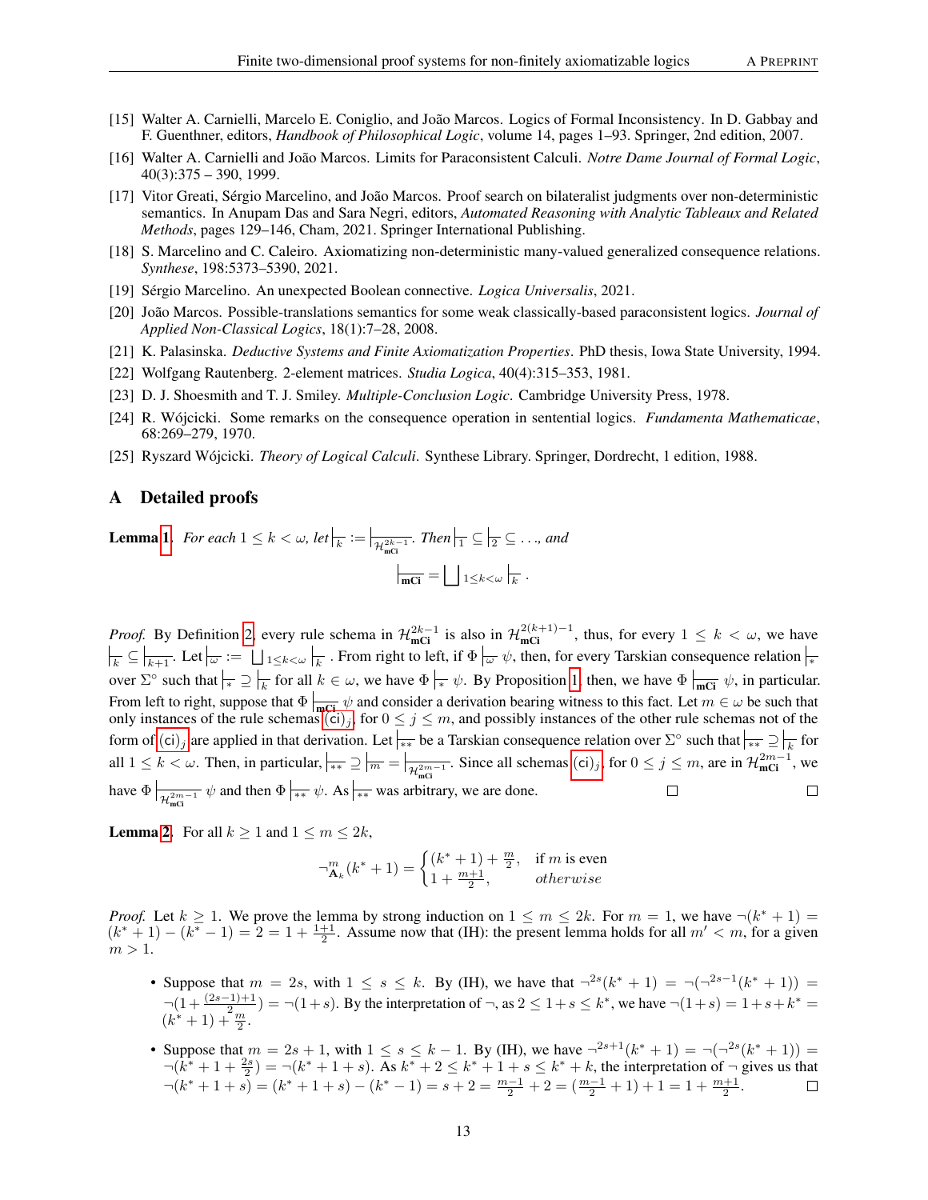[15] Walter A. Carnielli, Marcelo E. Coniglio, and João Marcos. Logics of Formal Inconsistency. In D. Gabbay and F. Guenthner, editors, *Handbook of Philosophical Logic*, volume 14, pages 1–93. Springer, 2nd edition, 2007.

[16] Walter A. Carnielli and João Marcos. Limits for Paraconsistent Calculi. *Notre Dame Journal of Formal Logic*, 40(3):375 – 390, 1999.

[17] Vitor Greati, Sérgio Marcelino, and João Marcos. Proof search on bilateralist judgments over non-deterministic semantics. In Anupam Das and Sara Negri, editors, *Automated Reasoning with Analytic Tableaux and Related Methods*, pages 129–146, Cham, 2021. Springer International Publishing.

[18] S. Marcelino and C. Caleiro. Axiomatizing non-deterministic many-valued generalized consequence relations. *Synthese*, 198:5373–5390, 2021.

[19] Sérgio Marcelino. An unexpected Boolean connective. *Logica Universalis*, 2021.

[20] João Marcos. Possible-translations semantics for some weak classically-based paraconsistent logics. *Journal of Applied Non-Classical Logics*, 18(1):7–28, 2008.

[21] K. Palasinska. *Deductive Systems and Finite Axiomatization Properties*. PhD thesis, Iowa State University, 1994.

[22] Wolfgang Rautenberg. 2-element matrices. *Studia Logica*, 40(4):315–353, 1981.

[23] D. J. Shoesmith and T. J. Smiley. *Multiple-Conclusion Logic*. Cambridge University Press, 1978.

[24] R. Wójcicki. Some remarks on the consequence operation in sentential logics. *Fundamenta Mathematicae*, 68:269–279, 1970.

[25] Ryszard Wójcicki. *Theory of Logical Calculi*. Synthese Library. Springer, Dordrecht, 1 edition, 1988.

# A Detailed proofs

**Lemma 1.** *For each $1 \leq k < \omega$, let $\vdash_k := \vdash_{\mathcal{H}^{2k-1}_{\mathbf{mCi}}}$. Then $\vdash_1 \subseteq \vdash_2 \subseteq \ldots$, and*

$$\vdash_{\mathbf{mCi}} = \bigsqcup_{1 \leq k < \omega} \vdash_k .$$

*Proof.* By Definition 2, every rule schema in $\mathcal{H}^{2k-1}_{\mathbf{mCi}}$ is also in $\mathcal{H}^{2(k+1)-1}_{\mathbf{mCi}}$, thus, for every $1 \leq k < \omega$, we have $\vdash_k \subseteq \vdash_{k+1}$. Let $\vdash_\omega := \bigsqcup_{1 \leq k < \omega} \vdash_k$. From right to left, if $\Phi \vdash_\omega \psi$, then, for every Tarskian consequence relation $\vdash_*$ over $\Sigma^\circ$ such that $\vdash_* \supseteq \vdash_k$ for all $k \in \omega$, we have $\Phi \vdash_* \psi$. By Proposition 1, then, we have $\Phi \vdash_{\mathbf{mCi}} \psi$, in particular. From left to right, suppose that $\Phi \vdash_{\mathbf{mCi}} \psi$ and consider a derivation bearing witness to this fact. Let $m \in \omega$ be such that only instances of the rule schemas $(\mathsf{ci})_j$ for $0 \leq j \leq m$, and possibly instances of the other rule schemas not of the form of $(\mathsf{ci})_j$ are applied in that derivation. Let $\vdash_{**}$ be a Tarskian consequence relation over $\Sigma^\circ$ such that $\vdash_{**} \supseteq \vdash_k$ for all $1 \leq k < \omega$. Then, in particular, $\vdash_{**} \supseteq \vdash_m = \vdash_{\mathcal{H}^{2m-1}_{\mathbf{mCi}}}$. Since all schemas $(\mathsf{ci})_j$ for $0 \leq j \leq m$, are in $\mathcal{H}^{2m-1}_{\mathbf{mCi}}$, we have $\Phi \vdash_{\mathcal{H}^{2m-1}_{\mathbf{mCi}}} \psi$ and then $\Phi \vdash_{**} \psi$. As $\vdash_{**}$ was arbitrary, we are done. □ □

**Lemma 2.** For all $k \geq 1$ and $1 \leq m \leq 2k$,

$$\neg^m_{\mathbf{A}_k}(k^* + 1) = \begin{cases} (k^* + 1) + \frac{m}{2}, & \text{if } m \text{ is even} \\ 1 + \frac{m+1}{2}, & \textit{otherwise} \end{cases}$$

*Proof.* Let $k \geq 1$. We prove the lemma by strong induction on $1 \leq m \leq 2k$. For $m = 1$, we have $\neg(k^* + 1) = (k^* + 1) - (k^* - 1) = 2 = 1 + \frac{1+1}{2}$. Assume now that (IH): the present lemma holds for all $m' < m$, for a given $m > 1$.

- Suppose that $m = 2s$, with $1 \leq s \leq k$. By (IH), we have that $\neg^{2s}(k^* + 1) = \neg(\neg^{2s-1}(k^* + 1)) = \neg(1 + \frac{(2s-1)+1}{2}) = \neg(1 + s)$. By the interpretation of $\neg$, as $2 \leq 1 + s \leq k^*$, we have $\neg(1 + s) = 1 + s + k^* = (k^* + 1) + \frac{m}{2}$.
- Suppose that $m = 2s + 1$, with $1 \leq s \leq k - 1$. By (IH), we have $\neg^{2s+1}(k^* + 1) = \neg(\neg^{2s}(k^* + 1)) = \neg(k^* + 1 + \frac{2s}{2}) = \neg(k^* + 1 + s)$. As $k^* + 2 \leq k^* + 1 + s \leq k^* + k$, the interpretation of $\neg$ gives us that $\neg(k^* + 1 + s) = (k^* + 1 + s) - (k^* - 1) = s + 2 = \frac{m-1}{2} + 2 = (\frac{m-1}{2} + 1) + 1 = 1 + \frac{m+1}{2}$. □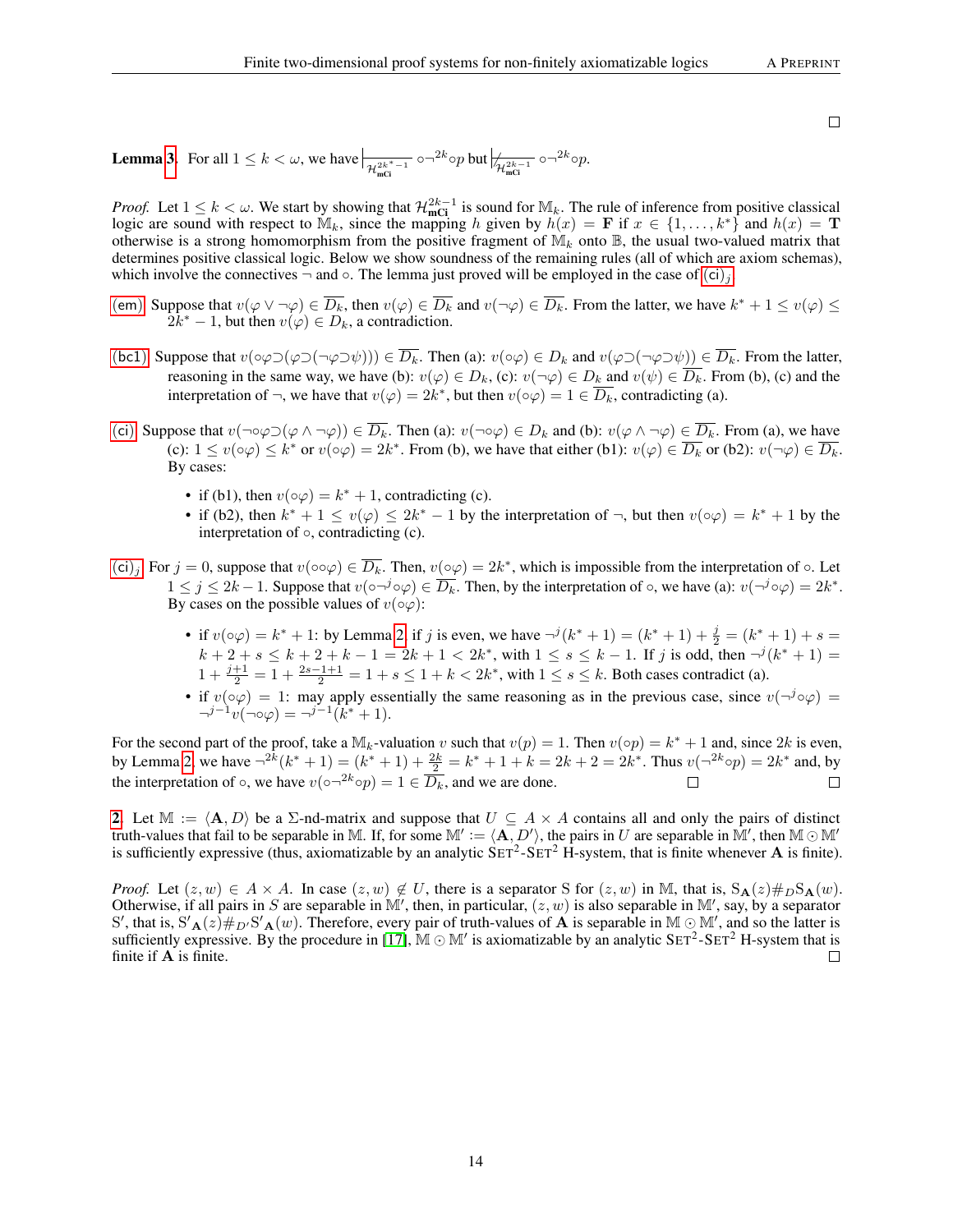□

**Lemma 3.** For all $1 \leq k < \omega$, we have $\vdash_{\mathcal{H}^{2k^*-1}_{\mathbf{mCi}}} \circ\neg^{2k}\circ p$ but $\not\vdash_{\mathcal{H}^{2k-1}_{\mathbf{mCi}}} \circ\neg^{2k}\circ p$.

*Proof.* Let $1 \leq k < \omega$. We start by showing that $\mathcal{H}^{2k-1}_{\mathbf{mCi}}$ is sound for $\mathbb{M}_k$. The rule of inference from positive classical logic are sound with respect to $\mathbb{M}_k$, since the mapping $h$ given by $h(x) = \mathbf{F}$ if $x \in \{1, \ldots, k^*\}$ and $h(x) = \mathbf{T}$ otherwise is a strong homomorphism from the positive fragment of $\mathbb{M}_k$ onto $\mathbb{B}$, the usual two-valued matrix that determines positive classical logic. Below we show soundness of the remaining rules (all of which are axiom schemas), which involve the connectives $\neg$ and $\circ$. The lemma just proved will be employed in the case of $(\mathsf{ci})_j$.

- (em) Suppose that $v(\varphi \vee \neg\varphi) \in \overline{D_k}$, then $v(\varphi) \in \overline{D_k}$ and $v(\neg\varphi) \in \overline{D_k}$. From the latter, we have $k^* + 1 \leq v(\varphi) \leq 2k^* - 1$, but then $v(\varphi) \in D_k$, a contradiction.

- (bc1) Suppose that $v(\circ\varphi \supset (\varphi \supset (\neg\varphi \supset \psi))) \in \overline{D_k}$. Then (a): $v(\circ\varphi) \in D_k$ and $v(\varphi \supset (\neg\varphi \supset \psi)) \in \overline{D_k}$. From the latter, reasoning in the same way, we have (b): $v(\varphi) \in D_k$, (c): $v(\neg\varphi) \in D_k$ and $v(\psi) \in \overline{D_k}$. From (b), (c) and the interpretation of $\neg$, we have that $v(\varphi) = 2k^*$, but then $v(\circ\varphi) = 1 \in \overline{D_k}$, contradicting (a).

- (ci) Suppose that $v(\neg\circ\varphi \supset (\varphi \wedge \neg\varphi)) \in \overline{D_k}$. Then (a): $v(\neg\circ\varphi) \in D_k$ and (b): $v(\varphi \wedge \neg\varphi) \in \overline{D_k}$. From (a), we have (c): $1 \leq v(\circ\varphi) \leq k^*$ or $v(\circ\varphi) = 2k^*$. From (b), we have that either (b1): $v(\varphi) \in \overline{D_k}$ or (b2): $v(\neg\varphi) \in \overline{D_k}$. By cases:
  - if (b1), then $v(\circ\varphi) = k^* + 1$, contradicting (c).
  - if (b2), then $k^* + 1 \leq v(\varphi) \leq 2k^* - 1$ by the interpretation of $\neg$, but then $v(\circ\varphi) = k^* + 1$ by the interpretation of $\circ$, contradicting (c).

- $(\mathsf{ci})_j$ For $j = 0$, suppose that $v(\circ\circ\varphi) \in \overline{D_k}$. Then, $v(\circ\varphi) = 2k^*$, which is impossible from the interpretation of $\circ$. Let $1 \leq j \leq 2k - 1$. Suppose that $v(\circ\neg^j\circ\varphi) \in \overline{D_k}$. Then, by the interpretation of $\circ$, we have (a): $v(\neg^j\circ\varphi) = 2k^*$. By cases on the possible values of $v(\circ\varphi)$:
  - if $v(\circ\varphi) = k^* + 1$: by Lemma 2, if $j$ is even, we have $\neg^j(k^* + 1) = (k^* + 1) + \frac{j}{2} = (k^* + 1) + s = k + 2 + s \leq k + 2 + k - 1 = 2k + 1 < 2k^*$, with $1 \leq s \leq k - 1$. If $j$ is odd, then $\neg^j(k^* + 1) = 1 + \frac{j+1}{2} = 1 + \frac{2s-1+1}{2} = 1 + s \leq 1 + k < 2k^*$, with $1 \leq s \leq k$. Both cases contradict (a).
  - if $v(\circ\varphi) = 1$: may apply essentially the same reasoning as in the previous case, since $v(\neg^j\circ\varphi) = \neg^{j-1}v(\neg\circ\varphi) = \neg^{j-1}(k^* + 1)$.

For the second part of the proof, take a $\mathbb{M}_k$-valuation $v$ such that $v(p) = 1$. Then $v(\circ p) = k^* + 1$ and, since $2k$ is even, by Lemma 2, we have $\neg^{2k}(k^* + 1) = (k^* + 1) + \frac{2k}{2} = k^* + 1 + k = 2k + 2 = 2k^*$. Thus $v(\neg^{2k}\circ p) = 2k^*$ and, by the interpretation of $\circ$, we have $v(\circ\neg^{2k}\circ p) = 1 \in \overline{D_k}$, and we are done. □ □

**2.** Let $\mathbb{M} := \langle \mathbf{A}, D \rangle$ be a $\Sigma$-nd-matrix and suppose that $U \subseteq A \times A$ contains all and only the pairs of distinct truth-values that fail to be separable in $\mathbb{M}$. If, for some $\mathbb{M}' := \langle \mathbf{A}, D' \rangle$, the pairs in $U$ are separable in $\mathbb{M}'$, then $\mathbb{M} \odot \mathbb{M}'$ is sufficiently expressive (thus, axiomatizable by an analytic $\text{Set}^2$-$\text{Set}^2$ H-system, that is finite whenever $\mathbf{A}$ is finite).

*Proof.* Let $(z, w) \in A \times A$. In case $(z, w) \notin U$, there is a separator S for $(z, w)$ in $\mathbb{M}$, that is, $\mathrm{S}_{\mathbf{A}}(z) \#_D \mathrm{S}_{\mathbf{A}}(w)$. Otherwise, if all pairs in $S$ are separable in $\mathbb{M}'$, then, in particular, $(z, w)$ is also separable in $\mathbb{M}'$, say, by a separator $\mathrm{S}'$, that is, $\mathrm{S}'_{\mathbf{A}}(z) \#_{D'} \mathrm{S}'_{\mathbf{A}}(w)$. Therefore, every pair of truth-values of $\mathbf{A}$ is separable in $\mathbb{M} \odot \mathbb{M}'$, and so the latter is sufficiently expressive. By the procedure in [17], $\mathbb{M} \odot \mathbb{M}'$ is axiomatizable by an analytic $\text{Set}^2$-$\text{Set}^2$ H-system that is finite if $\mathbf{A}$ is finite. □